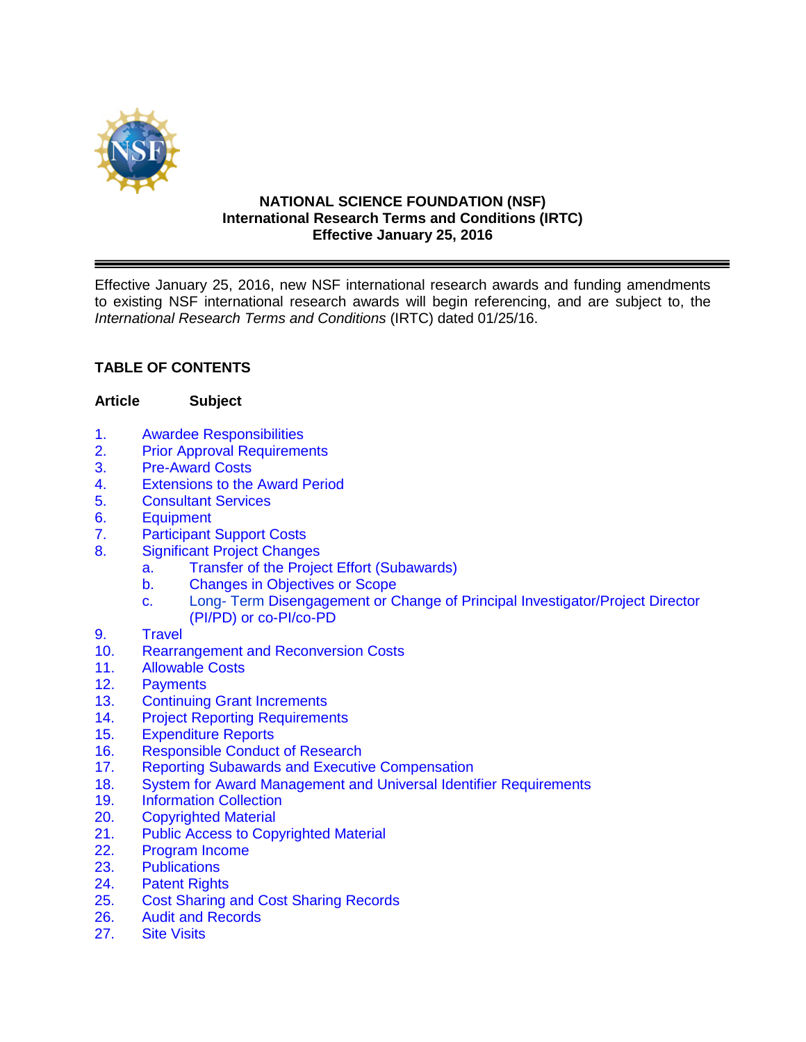# NATIONAL SCIENCE FOUNDATION (NSF)
## International Research Terms and Conditions (IRTC)
### Effective January 25, 2016

---

Effective January 25, 2016, new NSF international research awards and funding amendments to existing NSF international research awards will begin referencing, and are subject to, the *International Research Terms and Conditions* (IRTC) dated 01/25/16.

**TABLE OF CONTENTS**

| Article | Subject |
|---|---|
| 1. | Awardee Responsibilities |
| 2. | Prior Approval Requirements |
| 3. | Pre-Award Costs |
| 4. | Extensions to the Award Period |
| 5. | Consultant Services |
| 6. | Equipment |
| 7. | Participant Support Costs |
| 8. | Significant Project Changes |
| | a. Transfer of the Project Effort (Subawards) |
| | b. Changes in Objectives or Scope |
| | c. Long- Term Disengagement or Change of Principal Investigator/Project Director (PI/PD) or co-PI/co-PD |
| 9. | Travel |
| 10. | Rearrangement and Reconversion Costs |
| 11. | Allowable Costs |
| 12. | Payments |
| 13. | Continuing Grant Increments |
| 14. | Project Reporting Requirements |
| 15. | Expenditure Reports |
| 16. | Responsible Conduct of Research |
| 17. | Reporting Subawards and Executive Compensation |
| 18. | System for Award Management and Universal Identifier Requirements |
| 19. | Information Collection |
| 20. | Copyrighted Material |
| 21. | Public Access to Copyrighted Material |
| 22. | Program Income |
| 23. | Publications |
| 24. | Patent Rights |
| 25. | Cost Sharing and Cost Sharing Records |
| 26. | Audit and Records |
| 27. | Site Visits |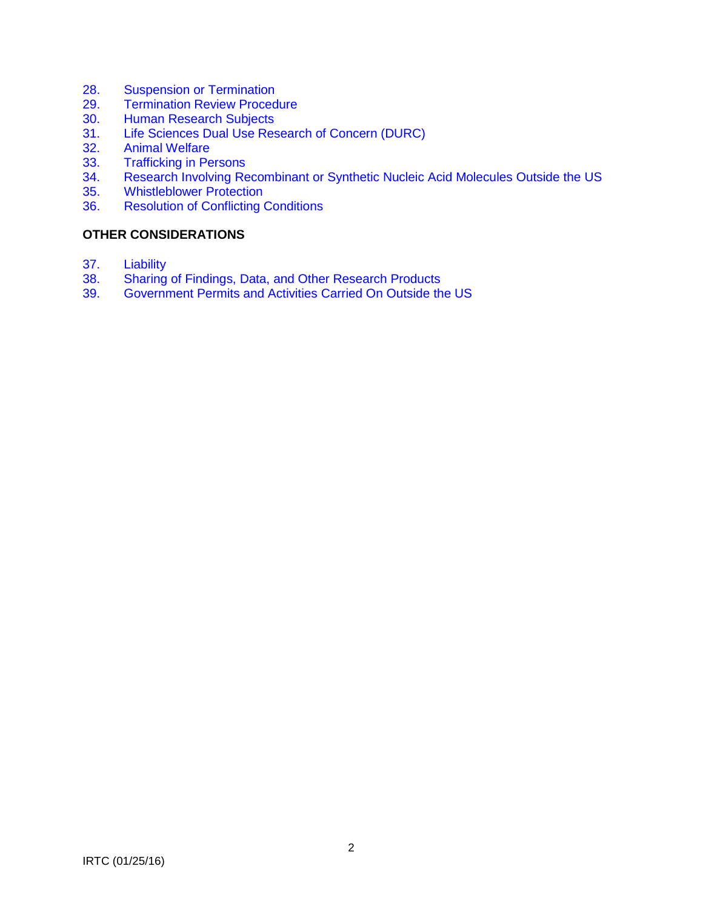28. Suspension or Termination
29. Termination Review Procedure
30. Human Research Subjects
31. Life Sciences Dual Use Research of Concern (DURC)
32. Animal Welfare
33. Trafficking in Persons
34. Research Involving Recombinant or Synthetic Nucleic Acid Molecules Outside the US
35. Whistleblower Protection
36. Resolution of Conflicting Conditions

**OTHER CONSIDERATIONS**

37. Liability
38. Sharing of Findings, Data, and Other Research Products
39. Government Permits and Activities Carried On Outside the US

IRTC (01/25/16)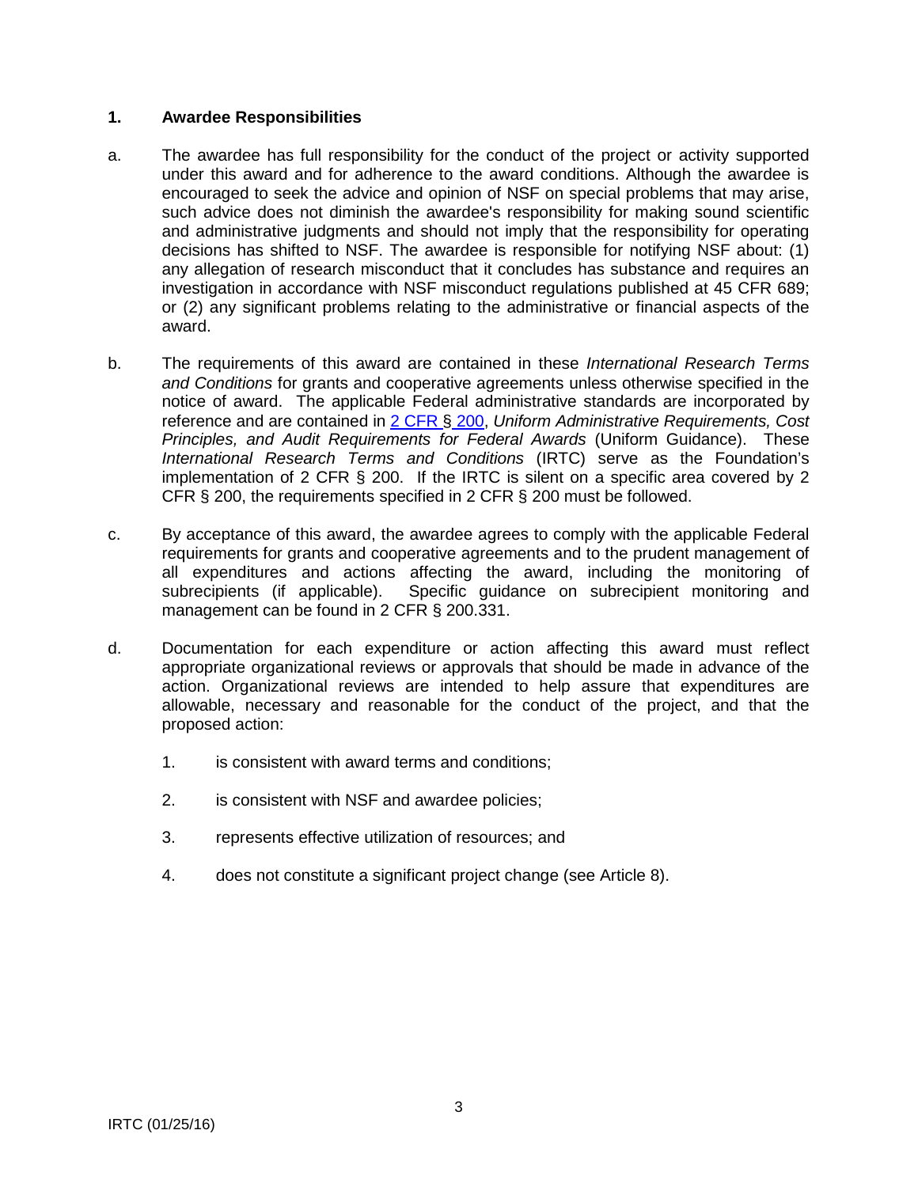## 1. Awardee Responsibilities

a. The awardee has full responsibility for the conduct of the project or activity supported under this award and for adherence to the award conditions. Although the awardee is encouraged to seek the advice and opinion of NSF on special problems that may arise, such advice does not diminish the awardee's responsibility for making sound scientific and administrative judgments and should not imply that the responsibility for operating decisions has shifted to NSF. The awardee is responsible for notifying NSF about: (1) any allegation of research misconduct that it concludes has substance and requires an investigation in accordance with NSF misconduct regulations published at 45 CFR 689; or (2) any significant problems relating to the administrative or financial aspects of the award.

b. The requirements of this award are contained in these *International Research Terms and Conditions* for grants and cooperative agreements unless otherwise specified in the notice of award. The applicable Federal administrative standards are incorporated by reference and are contained in 2 CFR § 200, *Uniform Administrative Requirements, Cost Principles, and Audit Requirements for Federal Awards* (Uniform Guidance). These *International Research Terms and Conditions* (IRTC) serve as the Foundation's implementation of 2 CFR § 200. If the IRTC is silent on a specific area covered by 2 CFR § 200, the requirements specified in 2 CFR § 200 must be followed.

c. By acceptance of this award, the awardee agrees to comply with the applicable Federal requirements for grants and cooperative agreements and to the prudent management of all expenditures and actions affecting the award, including the monitoring of subrecipients (if applicable). Specific guidance on subrecipient monitoring and management can be found in 2 CFR § 200.331.

d. Documentation for each expenditure or action affecting this award must reflect appropriate organizational reviews or approvals that should be made in advance of the action. Organizational reviews are intended to help assure that expenditures are allowable, necessary and reasonable for the conduct of the project, and that the proposed action:

1. is consistent with award terms and conditions;
2. is consistent with NSF and awardee policies;
3. represents effective utilization of resources; and
4. does not constitute a significant project change (see Article 8).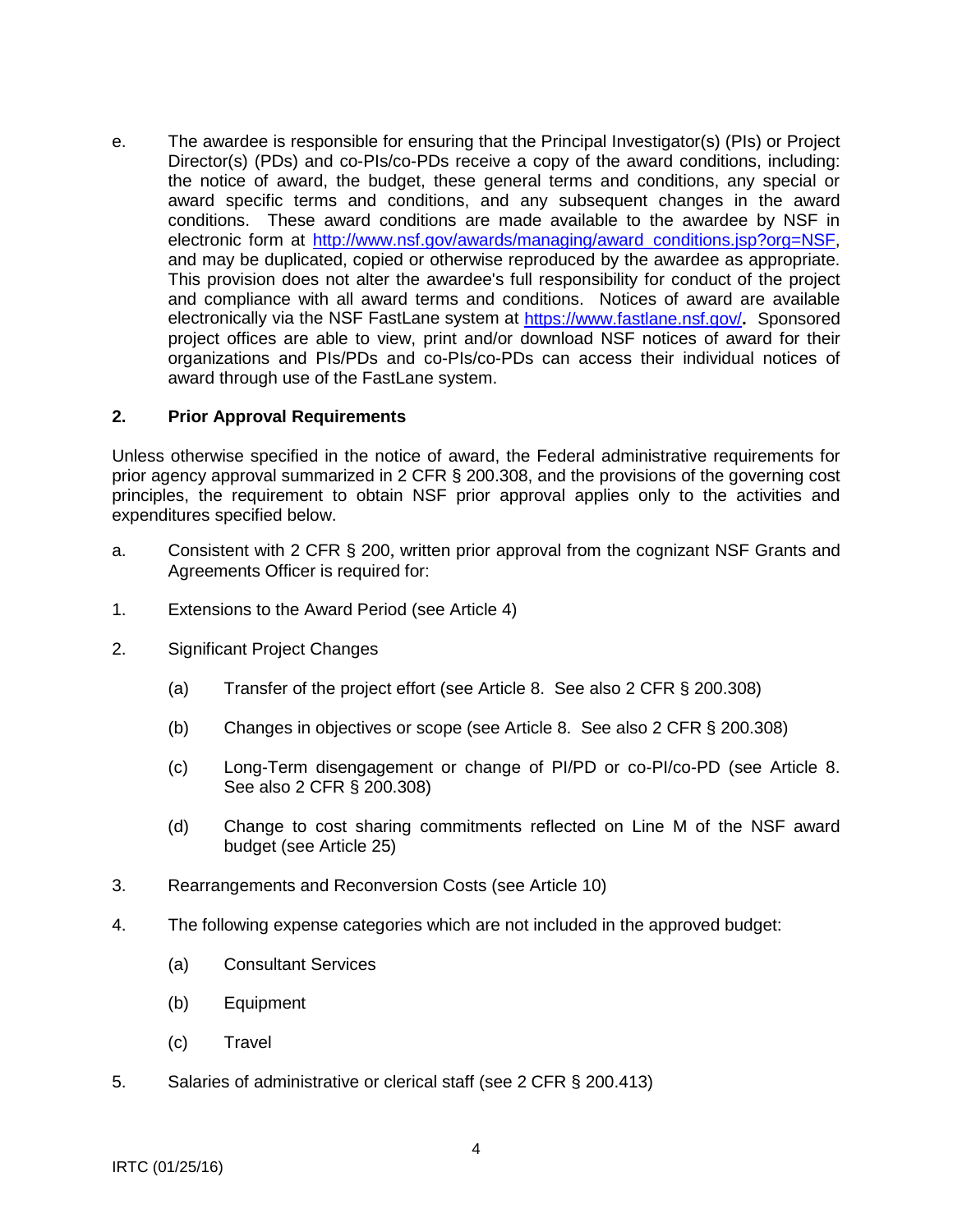e. The awardee is responsible for ensuring that the Principal Investigator(s) (PIs) or Project Director(s) (PDs) and co-PIs/co-PDs receive a copy of the award conditions, including: the notice of award, the budget, these general terms and conditions, any special or award specific terms and conditions, and any subsequent changes in the award conditions. These award conditions are made available to the awardee by NSF in electronic form at http://www.nsf.gov/awards/managing/award_conditions.jsp?org=NSF, and may be duplicated, copied or otherwise reproduced by the awardee as appropriate. This provision does not alter the awardee's full responsibility for conduct of the project and compliance with all award terms and conditions. Notices of award are available electronically via the NSF FastLane system at https://www.fastlane.nsf.gov/**.** Sponsored project offices are able to view, print and/or download NSF notices of award for their organizations and PIs/PDs and co-PIs/co-PDs can access their individual notices of award through use of the FastLane system.

## 2. Prior Approval Requirements

Unless otherwise specified in the notice of award, the Federal administrative requirements for prior agency approval summarized in 2 CFR § 200.308, and the provisions of the governing cost principles, the requirement to obtain NSF prior approval applies only to the activities and expenditures specified below.

a. Consistent with 2 CFR § 200, written prior approval from the cognizant NSF Grants and Agreements Officer is required for:

1. Extensions to the Award Period (see Article 4)

2. Significant Project Changes

   (a) Transfer of the project effort (see Article 8. See also 2 CFR § 200.308)

   (b) Changes in objectives or scope (see Article 8. See also 2 CFR § 200.308)

   (c) Long-Term disengagement or change of PI/PD or co-PI/co-PD (see Article 8. See also 2 CFR § 200.308)

   (d) Change to cost sharing commitments reflected on Line M of the NSF award budget (see Article 25)

3. Rearrangements and Reconversion Costs (see Article 10)

4. The following expense categories which are not included in the approved budget:

   (a) Consultant Services

   (b) Equipment

   (c) Travel

5. Salaries of administrative or clerical staff (see 2 CFR § 200.413)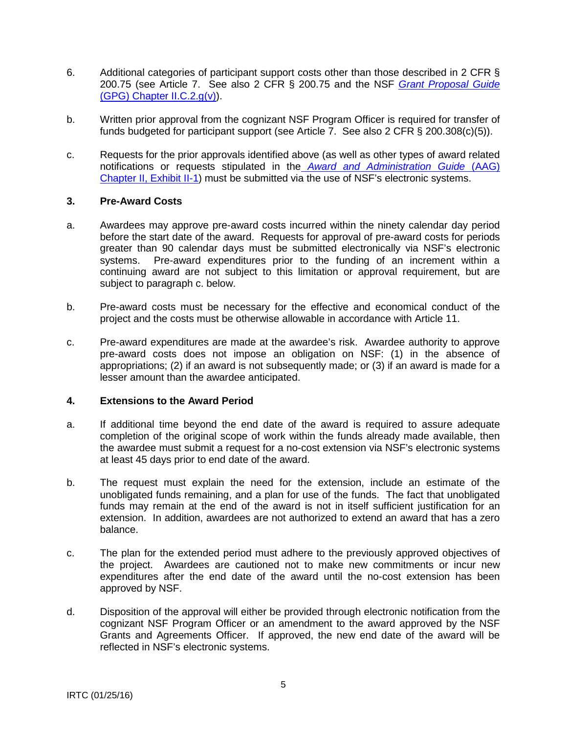6. Additional categories of participant support costs other than those described in 2 CFR § 200.75 (see Article 7. See also 2 CFR § 200.75 and the NSF *Grant Proposal Guide* (GPG) Chapter II.C.2.g(v)).

b. Written prior approval from the cognizant NSF Program Officer is required for transfer of funds budgeted for participant support (see Article 7. See also 2 CFR § 200.308(c)(5)).

c. Requests for the prior approvals identified above (as well as other types of award related notifications or requests stipulated in the *Award and Administration Guide* (AAG) Chapter II, Exhibit II-1) must be submitted via the use of NSF's electronic systems.

**3. Pre-Award Costs**

a. Awardees may approve pre-award costs incurred within the ninety calendar day period before the start date of the award. Requests for approval of pre-award costs for periods greater than 90 calendar days must be submitted electronically via NSF's electronic systems. Pre-award expenditures prior to the funding of an increment within a continuing award are not subject to this limitation or approval requirement, but are subject to paragraph c. below.

b. Pre-award costs must be necessary for the effective and economical conduct of the project and the costs must be otherwise allowable in accordance with Article 11.

c. Pre-award expenditures are made at the awardee's risk. Awardee authority to approve pre-award costs does not impose an obligation on NSF: (1) in the absence of appropriations; (2) if an award is not subsequently made; or (3) if an award is made for a lesser amount than the awardee anticipated.

**4. Extensions to the Award Period**

a. If additional time beyond the end date of the award is required to assure adequate completion of the original scope of work within the funds already made available, then the awardee must submit a request for a no-cost extension via NSF's electronic systems at least 45 days prior to end date of the award.

b. The request must explain the need for the extension, include an estimate of the unobligated funds remaining, and a plan for use of the funds. The fact that unobligated funds may remain at the end of the award is not in itself sufficient justification for an extension. In addition, awardees are not authorized to extend an award that has a zero balance.

c. The plan for the extended period must adhere to the previously approved objectives of the project. Awardees are cautioned not to make new commitments or incur new expenditures after the end date of the award until the no-cost extension has been approved by NSF.

d. Disposition of the approval will either be provided through electronic notification from the cognizant NSF Program Officer or an amendment to the award approved by the NSF Grants and Agreements Officer. If approved, the new end date of the award will be reflected in NSF's electronic systems.

IRTC (01/25/16)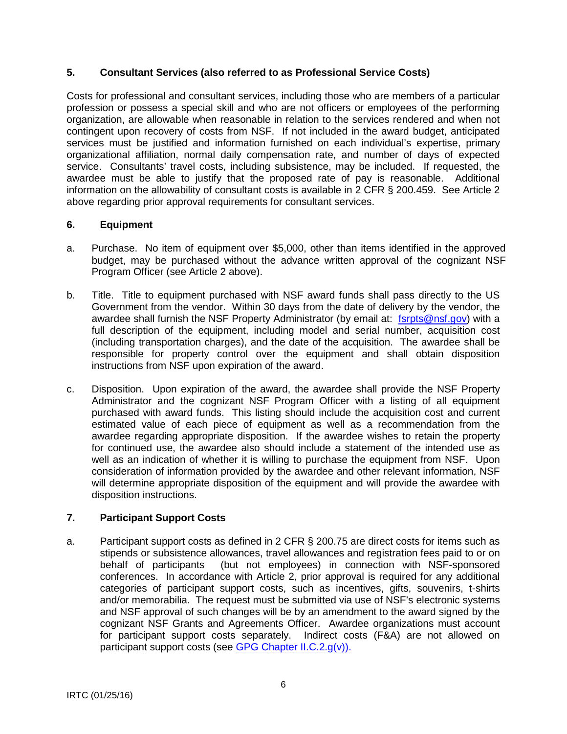## 5. Consultant Services (also referred to as Professional Service Costs)

Costs for professional and consultant services, including those who are members of a particular profession or possess a special skill and who are not officers or employees of the performing organization, are allowable when reasonable in relation to the services rendered and when not contingent upon recovery of costs from NSF. If not included in the award budget, anticipated services must be justified and information furnished on each individual's expertise, primary organizational affiliation, normal daily compensation rate, and number of days of expected service. Consultants' travel costs, including subsistence, may be included. If requested, the awardee must be able to justify that the proposed rate of pay is reasonable. Additional information on the allowability of consultant costs is available in 2 CFR § 200.459. See Article 2 above regarding prior approval requirements for consultant services.

## 6. Equipment

a. Purchase. No item of equipment over $5,000, other than items identified in the approved budget, may be purchased without the advance written approval of the cognizant NSF Program Officer (see Article 2 above).

b. Title. Title to equipment purchased with NSF award funds shall pass directly to the US Government from the vendor. Within 30 days from the date of delivery by the vendor, the awardee shall furnish the NSF Property Administrator (by email at: [fsrpts@nsf.gov](mailto:fsrpts@nsf.gov)) with a full description of the equipment, including model and serial number, acquisition cost (including transportation charges), and the date of the acquisition. The awardee shall be responsible for property control over the equipment and shall obtain disposition instructions from NSF upon expiration of the award.

c. Disposition. Upon expiration of the award, the awardee shall provide the NSF Property Administrator and the cognizant NSF Program Officer with a listing of all equipment purchased with award funds. This listing should include the acquisition cost and current estimated value of each piece of equipment as well as a recommendation from the awardee regarding appropriate disposition. If the awardee wishes to retain the property for continued use, the awardee also should include a statement of the intended use as well as an indication of whether it is willing to purchase the equipment from NSF. Upon consideration of information provided by the awardee and other relevant information, NSF will determine appropriate disposition of the equipment and will provide the awardee with disposition instructions.

## 7. Participant Support Costs

a. Participant support costs as defined in 2 CFR § 200.75 are direct costs for items such as stipends or subsistence allowances, travel allowances and registration fees paid to or on behalf of participants (but not employees) in connection with NSF-sponsored conferences. In accordance with Article 2, prior approval is required for any additional categories of participant support costs, such as incentives, gifts, souvenirs, t-shirts and/or memorabilia. The request must be submitted via use of NSF's electronic systems and NSF approval of such changes will be by an amendment to the award signed by the cognizant NSF Grants and Agreements Officer. Awardee organizations must account for participant support costs separately. Indirect costs (F&A) are not allowed on participant support costs (see GPG Chapter II.C.2.g(v)).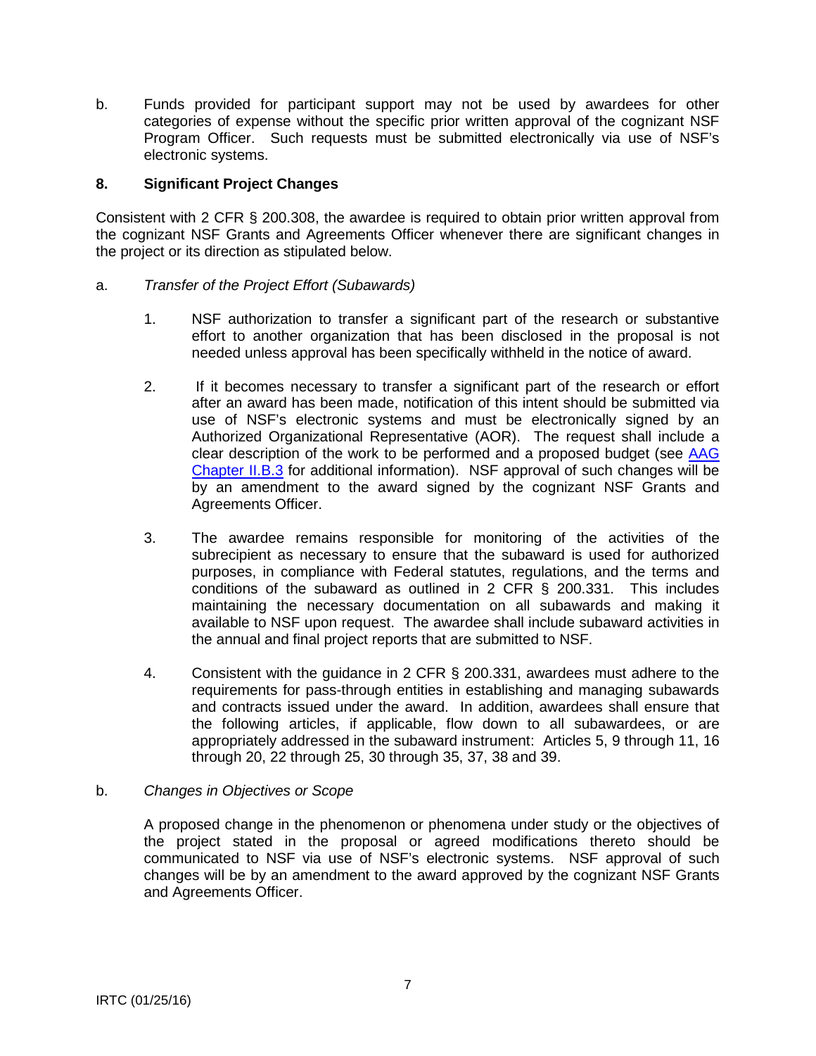b. Funds provided for participant support may not be used by awardees for other categories of expense without the specific prior written approval of the cognizant NSF Program Officer. Such requests must be submitted electronically via use of NSF's electronic systems.

### 8. Significant Project Changes

Consistent with 2 CFR § 200.308, the awardee is required to obtain prior written approval from the cognizant NSF Grants and Agreements Officer whenever there are significant changes in the project or its direction as stipulated below.

a. *Transfer of the Project Effort (Subawards)*

1. NSF authorization to transfer a significant part of the research or substantive effort to another organization that has been disclosed in the proposal is not needed unless approval has been specifically withheld in the notice of award.

2. If it becomes necessary to transfer a significant part of the research or effort after an award has been made, notification of this intent should be submitted via use of NSF's electronic systems and must be electronically signed by an Authorized Organizational Representative (AOR). The request shall include a clear description of the work to be performed and a proposed budget (see AAG Chapter II.B.3 for additional information). NSF approval of such changes will be by an amendment to the award signed by the cognizant NSF Grants and Agreements Officer.

3. The awardee remains responsible for monitoring of the activities of the subrecipient as necessary to ensure that the subaward is used for authorized purposes, in compliance with Federal statutes, regulations, and the terms and conditions of the subaward as outlined in 2 CFR § 200.331. This includes maintaining the necessary documentation on all subawards and making it available to NSF upon request. The awardee shall include subaward activities in the annual and final project reports that are submitted to NSF.

4. Consistent with the guidance in 2 CFR § 200.331, awardees must adhere to the requirements for pass-through entities in establishing and managing subawards and contracts issued under the award. In addition, awardees shall ensure that the following articles, if applicable, flow down to all subawardees, or are appropriately addressed in the subaward instrument: Articles 5, 9 through 11, 16 through 20, 22 through 25, 30 through 35, 37, 38 and 39.

b. *Changes in Objectives or Scope*

A proposed change in the phenomenon or phenomena under study or the objectives of the project stated in the proposal or agreed modifications thereto should be communicated to NSF via use of NSF's electronic systems. NSF approval of such changes will be by an amendment to the award approved by the cognizant NSF Grants and Agreements Officer.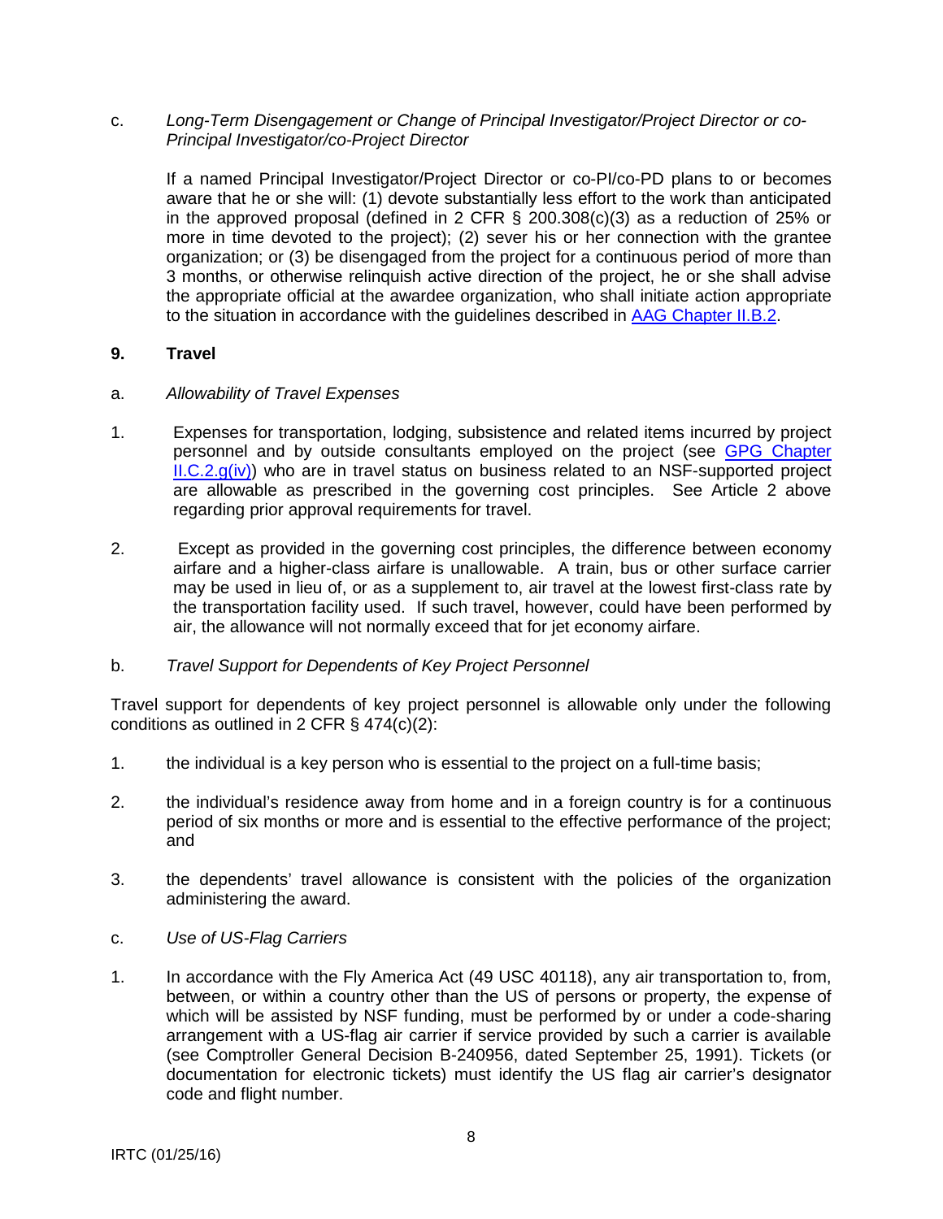c. *Long-Term Disengagement or Change of Principal Investigator/Project Director or co-Principal Investigator/co-Project Director*

If a named Principal Investigator/Project Director or co-PI/co-PD plans to or becomes aware that he or she will: (1) devote substantially less effort to the work than anticipated in the approved proposal (defined in 2 CFR § 200.308(c)(3) as a reduction of 25% or more in time devoted to the project); (2) sever his or her connection with the grantee organization; or (3) be disengaged from the project for a continuous period of more than 3 months, or otherwise relinquish active direction of the project, he or she shall advise the appropriate official at the awardee organization, who shall initiate action appropriate to the situation in accordance with the guidelines described in AAG Chapter II.B.2.

## 9. Travel

a. *Allowability of Travel Expenses*

1. Expenses for transportation, lodging, subsistence and related items incurred by project personnel and by outside consultants employed on the project (see GPG Chapter II.C.2.g(iv)) who are in travel status on business related to an NSF-supported project are allowable as prescribed in the governing cost principles. See Article 2 above regarding prior approval requirements for travel.

2. Except as provided in the governing cost principles, the difference between economy airfare and a higher-class airfare is unallowable. A train, bus or other surface carrier may be used in lieu of, or as a supplement to, air travel at the lowest first-class rate by the transportation facility used. If such travel, however, could have been performed by air, the allowance will not normally exceed that for jet economy airfare.

b. *Travel Support for Dependents of Key Project Personnel*

Travel support for dependents of key project personnel is allowable only under the following conditions as outlined in 2 CFR § 474(c)(2):

1. the individual is a key person who is essential to the project on a full-time basis;

2. the individual's residence away from home and in a foreign country is for a continuous period of six months or more and is essential to the effective performance of the project; and

3. the dependents' travel allowance is consistent with the policies of the organization administering the award.

c. *Use of US-Flag Carriers*

1. In accordance with the Fly America Act (49 USC 40118), any air transportation to, from, between, or within a country other than the US of persons or property, the expense of which will be assisted by NSF funding, must be performed by or under a code-sharing arrangement with a US-flag air carrier if service provided by such a carrier is available (see Comptroller General Decision B-240956, dated September 25, 1991). Tickets (or documentation for electronic tickets) must identify the US flag air carrier's designator code and flight number.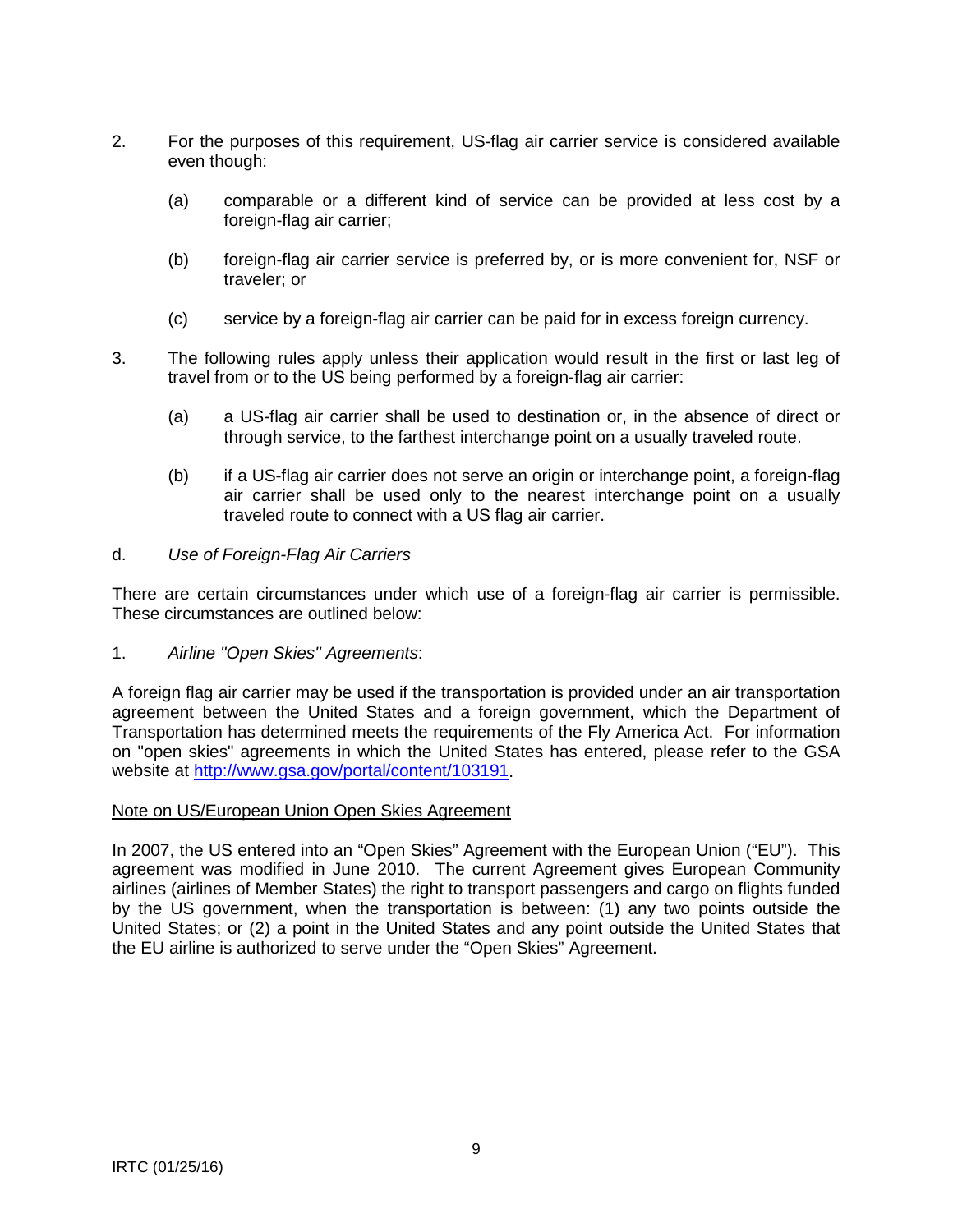2. For the purposes of this requirement, US-flag air carrier service is considered available even though:

   (a) comparable or a different kind of service can be provided at less cost by a foreign-flag air carrier;

   (b) foreign-flag air carrier service is preferred by, or is more convenient for, NSF or traveler; or

   (c) service by a foreign-flag air carrier can be paid for in excess foreign currency.

3. The following rules apply unless their application would result in the first or last leg of travel from or to the US being performed by a foreign-flag air carrier:

   (a) a US-flag air carrier shall be used to destination or, in the absence of direct or through service, to the farthest interchange point on a usually traveled route.

   (b) if a US-flag air carrier does not serve an origin or interchange point, a foreign-flag air carrier shall be used only to the nearest interchange point on a usually traveled route to connect with a US flag air carrier.

d. *Use of Foreign-Flag Air Carriers*

There are certain circumstances under which use of a foreign-flag air carrier is permissible. These circumstances are outlined below:

1. *Airline "Open Skies" Agreements*:

A foreign flag air carrier may be used if the transportation is provided under an air transportation agreement between the United States and a foreign government, which the Department of Transportation has determined meets the requirements of the Fly America Act. For information on "open skies" agreements in which the United States has entered, please refer to the GSA website at [http://www.gsa.gov/portal/content/103191](http://www.gsa.gov/portal/content/103191).

<u>Note on US/European Union Open Skies Agreement</u>

In 2007, the US entered into an "Open Skies" Agreement with the European Union ("EU"). This agreement was modified in June 2010. The current Agreement gives European Community airlines (airlines of Member States) the right to transport passengers and cargo on flights funded by the US government, when the transportation is between: (1) any two points outside the United States; or (2) a point in the United States and any point outside the United States that the EU airline is authorized to serve under the "Open Skies" Agreement.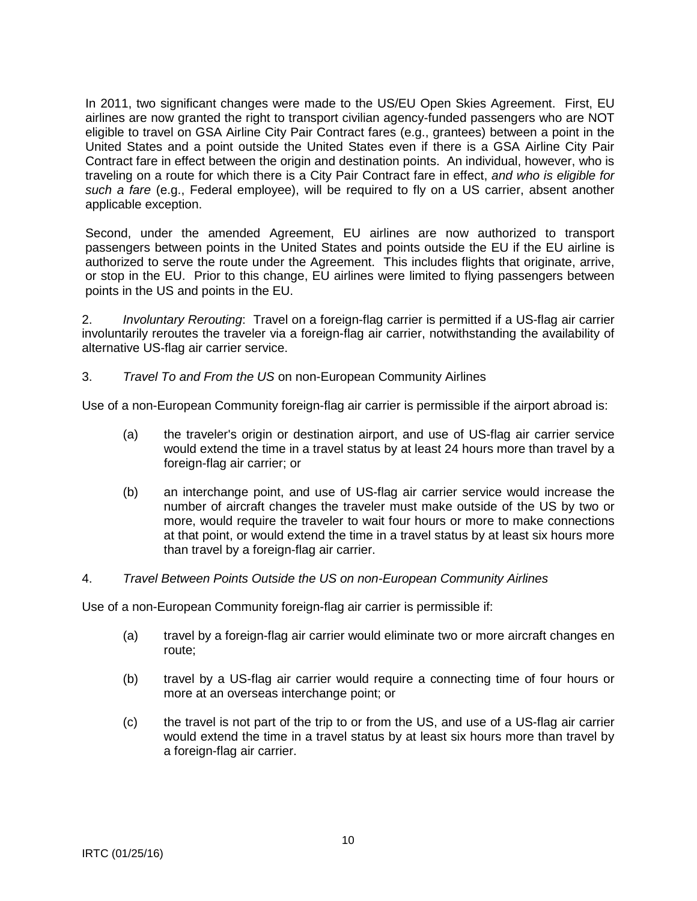In 2011, two significant changes were made to the US/EU Open Skies Agreement. First, EU airlines are now granted the right to transport civilian agency-funded passengers who are NOT eligible to travel on GSA Airline City Pair Contract fares (e.g., grantees) between a point in the United States and a point outside the United States even if there is a GSA Airline City Pair Contract fare in effect between the origin and destination points. An individual, however, who is traveling on a route for which there is a City Pair Contract fare in effect, *and who is eligible for such a fare* (e.g., Federal employee), will be required to fly on a US carrier, absent another applicable exception.

Second, under the amended Agreement, EU airlines are now authorized to transport passengers between points in the United States and points outside the EU if the EU airline is authorized to serve the route under the Agreement. This includes flights that originate, arrive, or stop in the EU. Prior to this change, EU airlines were limited to flying passengers between points in the US and points in the EU.

2. *Involuntary Rerouting*: Travel on a foreign-flag carrier is permitted if a US-flag air carrier involuntarily reroutes the traveler via a foreign-flag air carrier, notwithstanding the availability of alternative US-flag air carrier service.

3. *Travel To and From the US* on non-European Community Airlines

Use of a non-European Community foreign-flag air carrier is permissible if the airport abroad is:

(a) the traveler's origin or destination airport, and use of US-flag air carrier service would extend the time in a travel status by at least 24 hours more than travel by a foreign-flag air carrier; or

(b) an interchange point, and use of US-flag air carrier service would increase the number of aircraft changes the traveler must make outside of the US by two or more, would require the traveler to wait four hours or more to make connections at that point, or would extend the time in a travel status by at least six hours more than travel by a foreign-flag air carrier.

4. *Travel Between Points Outside the US on non-European Community Airlines*

Use of a non-European Community foreign-flag air carrier is permissible if:

(a) travel by a foreign-flag air carrier would eliminate two or more aircraft changes en route;

(b) travel by a US-flag air carrier would require a connecting time of four hours or more at an overseas interchange point; or

(c) the travel is not part of the trip to or from the US, and use of a US-flag air carrier would extend the time in a travel status by at least six hours more than travel by a foreign-flag air carrier.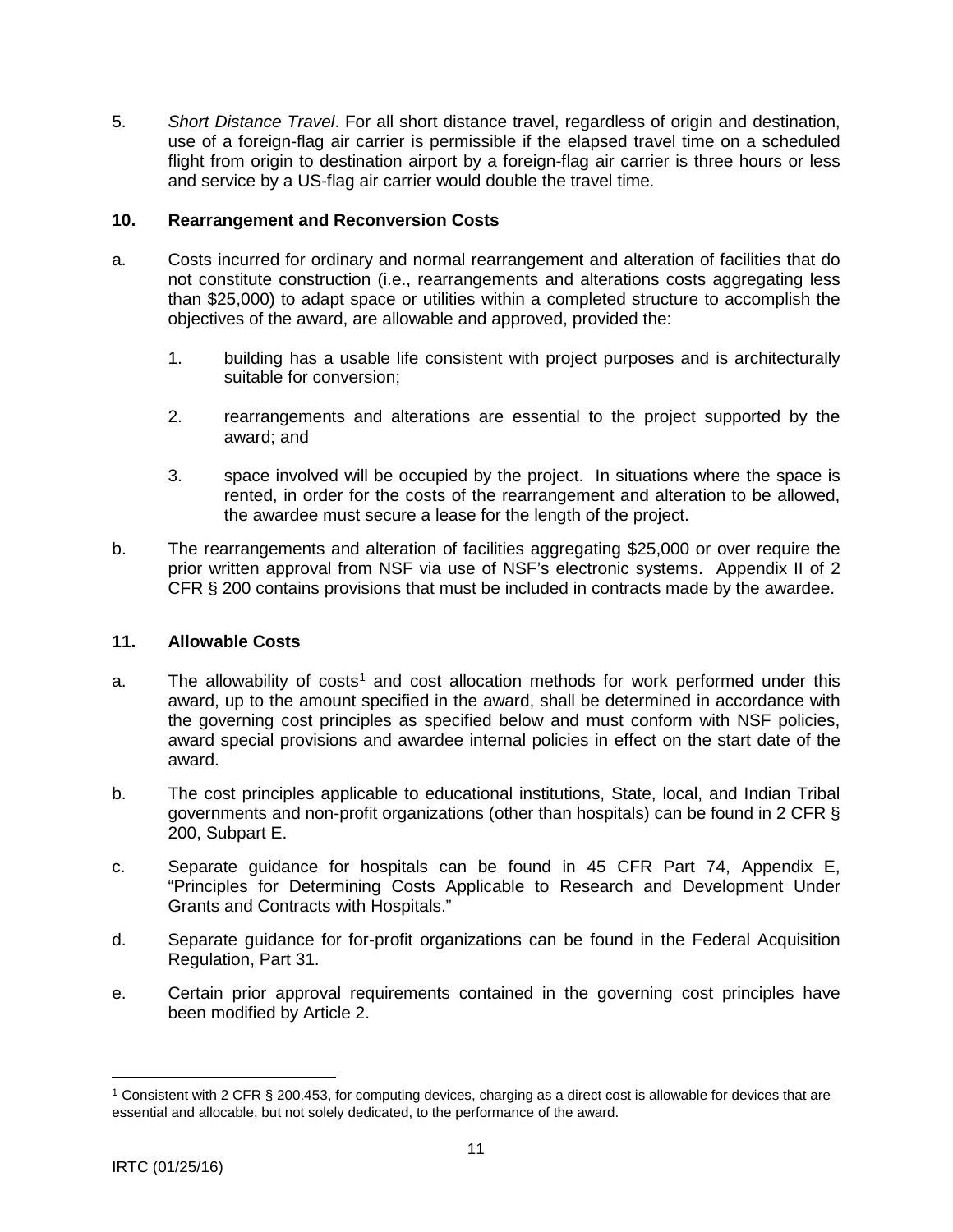5. *Short Distance Travel*. For all short distance travel, regardless of origin and destination, use of a foreign-flag air carrier is permissible if the elapsed travel time on a scheduled flight from origin to destination airport by a foreign-flag air carrier is three hours or less and service by a US-flag air carrier would double the travel time.

## 10. Rearrangement and Reconversion Costs

a. Costs incurred for ordinary and normal rearrangement and alteration of facilities that do not constitute construction (i.e., rearrangements and alterations costs aggregating less than $25,000) to adapt space or utilities within a completed structure to accomplish the objectives of the award, are allowable and approved, provided the:

   1. building has a usable life consistent with project purposes and is architecturally suitable for conversion;

   2. rearrangements and alterations are essential to the project supported by the award; and

   3. space involved will be occupied by the project. In situations where the space is rented, in order for the costs of the rearrangement and alteration to be allowed, the awardee must secure a lease for the length of the project.

b. The rearrangements and alteration of facilities aggregating $25,000 or over require the prior written approval from NSF via use of NSF's electronic systems. Appendix II of 2 CFR § 200 contains provisions that must be included in contracts made by the awardee.

## 11. Allowable Costs

a. The allowability of costs[1] and cost allocation methods for work performed under this award, up to the amount specified in the award, shall be determined in accordance with the governing cost principles as specified below and must conform with NSF policies, award special provisions and awardee internal policies in effect on the start date of the award.

b. The cost principles applicable to educational institutions, State, local, and Indian Tribal governments and non-profit organizations (other than hospitals) can be found in 2 CFR § 200, Subpart E.

c. Separate guidance for hospitals can be found in 45 CFR Part 74, Appendix E, "Principles for Determining Costs Applicable to Research and Development Under Grants and Contracts with Hospitals."

d. Separate guidance for for-profit organizations can be found in the Federal Acquisition Regulation, Part 31.

e. Certain prior approval requirements contained in the governing cost principles have been modified by Article 2.

---

[1] Consistent with 2 CFR § 200.453, for computing devices, charging as a direct cost is allowable for devices that are essential and allocable, but not solely dedicated, to the performance of the award.

IRTC (01/25/16)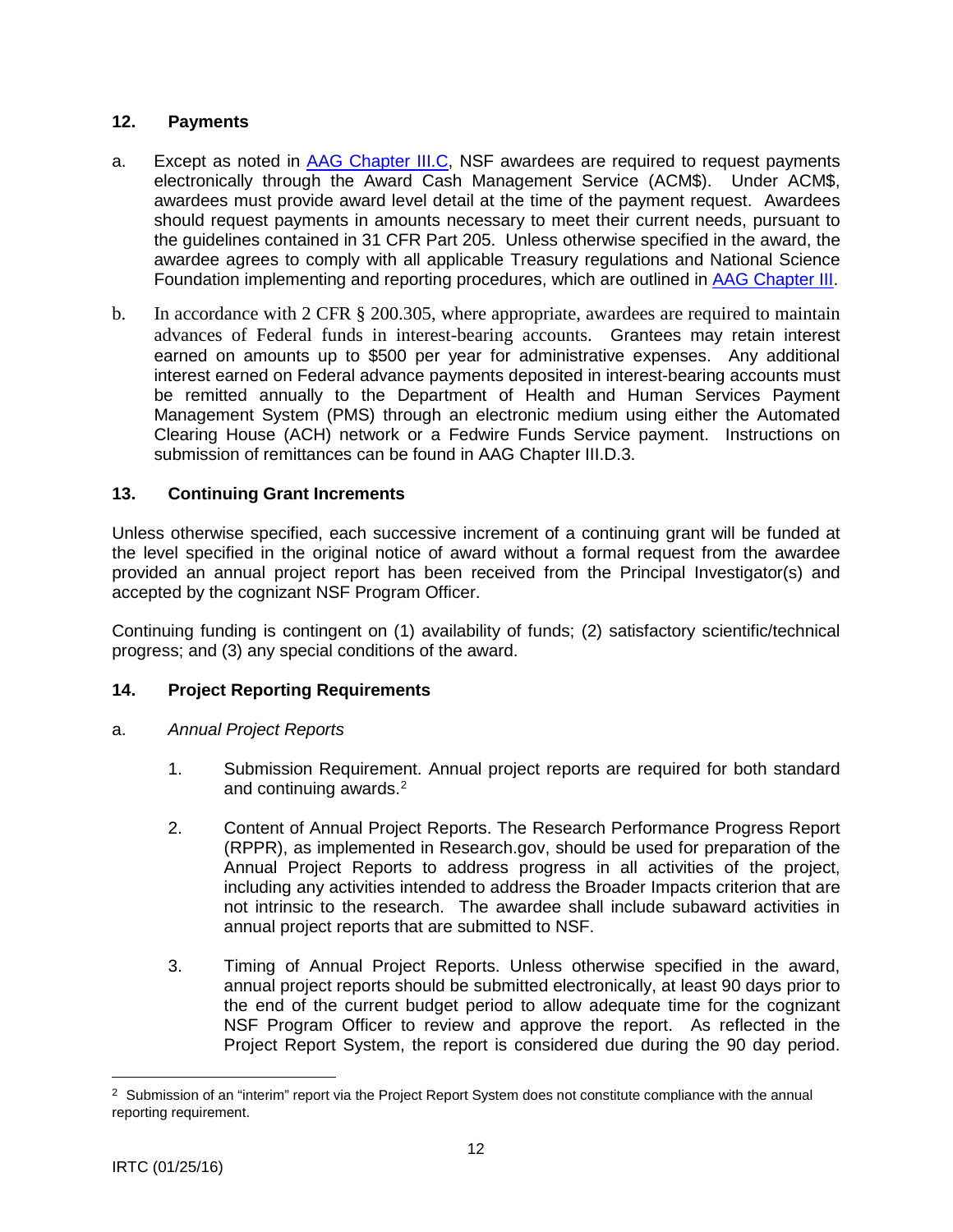## 12. Payments

a. Except as noted in AAG Chapter III.C, NSF awardees are required to request payments electronically through the Award Cash Management Service (ACM$). Under ACM$, awardees must provide award level detail at the time of the payment request. Awardees should request payments in amounts necessary to meet their current needs, pursuant to the guidelines contained in 31 CFR Part 205. Unless otherwise specified in the award, the awardee agrees to comply with all applicable Treasury regulations and National Science Foundation implementing and reporting procedures, which are outlined in AAG Chapter III.

b. In accordance with 2 CFR § 200.305, where appropriate, awardees are required to maintain advances of Federal funds in interest-bearing accounts. Grantees may retain interest earned on amounts up to $500 per year for administrative expenses. Any additional interest earned on Federal advance payments deposited in interest-bearing accounts must be remitted annually to the Department of Health and Human Services Payment Management System (PMS) through an electronic medium using either the Automated Clearing House (ACH) network or a Fedwire Funds Service payment. Instructions on submission of remittances can be found in AAG Chapter III.D.3.

## 13. Continuing Grant Increments

Unless otherwise specified, each successive increment of a continuing grant will be funded at the level specified in the original notice of award without a formal request from the awardee provided an annual project report has been received from the Principal Investigator(s) and accepted by the cognizant NSF Program Officer.

Continuing funding is contingent on (1) availability of funds; (2) satisfactory scientific/technical progress; and (3) any special conditions of the award.

## 14. Project Reporting Requirements

a. *Annual Project Reports*

1. Submission Requirement. Annual project reports are required for both standard and continuing awards.[2]

2. Content of Annual Project Reports. The Research Performance Progress Report (RPPR), as implemented in Research.gov, should be used for preparation of the Annual Project Reports to address progress in all activities of the project, including any activities intended to address the Broader Impacts criterion that are not intrinsic to the research. The awardee shall include subaward activities in annual project reports that are submitted to NSF.

3. Timing of Annual Project Reports. Unless otherwise specified in the award, annual project reports should be submitted electronically, at least 90 days prior to the end of the current budget period to allow adequate time for the cognizant NSF Program Officer to review and approve the report. As reflected in the Project Report System, the report is considered due during the 90 day period.

---

[2] Submission of an "interim" report via the Project Report System does not constitute compliance with the annual reporting requirement.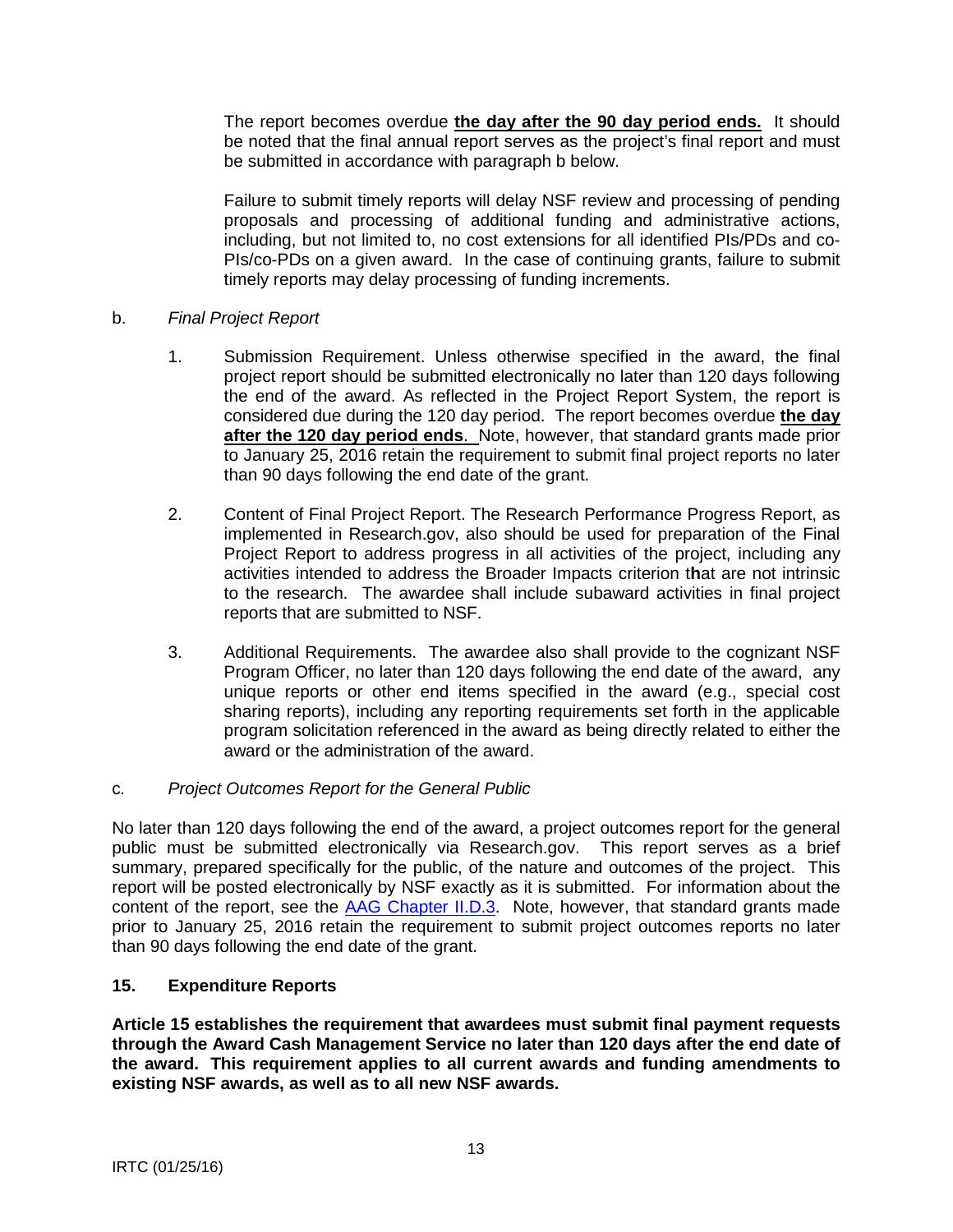The report becomes overdue **the day after the 90 day period ends.** It should be noted that the final annual report serves as the project's final report and must be submitted in accordance with paragraph b below.

Failure to submit timely reports will delay NSF review and processing of pending proposals and processing of additional funding and administrative actions, including, but not limited to, no cost extensions for all identified PIs/PDs and co-PIs/co-PDs on a given award. In the case of continuing grants, failure to submit timely reports may delay processing of funding increments.

b. *Final Project Report*

1. Submission Requirement. Unless otherwise specified in the award, the final project report should be submitted electronically no later than 120 days following the end of the award. As reflected in the Project Report System, the report is considered due during the 120 day period. The report becomes overdue **the day after the 120 day period ends**. Note, however, that standard grants made prior to January 25, 2016 retain the requirement to submit final project reports no later than 90 days following the end date of the grant.

2. Content of Final Project Report. The Research Performance Progress Report, as implemented in Research.gov, also should be used for preparation of the Final Project Report to address progress in all activities of the project, including any activities intended to address the Broader Impacts criterion that are not intrinsic to the research. The awardee shall include subaward activities in final project reports that are submitted to NSF.

3. Additional Requirements. The awardee also shall provide to the cognizant NSF Program Officer, no later than 120 days following the end date of the award, any unique reports or other end items specified in the award (e.g., special cost sharing reports), including any reporting requirements set forth in the applicable program solicitation referenced in the award as being directly related to either the award or the administration of the award.

c. *Project Outcomes Report for the General Public*

No later than 120 days following the end of the award, a project outcomes report for the general public must be submitted electronically via Research.gov. This report serves as a brief summary, prepared specifically for the public, of the nature and outcomes of the project. This report will be posted electronically by NSF exactly as it is submitted. For information about the content of the report, see the AAG Chapter II.D.3. Note, however, that standard grants made prior to January 25, 2016 retain the requirement to submit project outcomes reports no later than 90 days following the end date of the grant.

## 15. Expenditure Reports

**Article 15 establishes the requirement that awardees must submit final payment requests through the Award Cash Management Service no later than 120 days after the end date of the award. This requirement applies to all current awards and funding amendments to existing NSF awards, as well as to all new NSF awards.**

IRTC (01/25/16)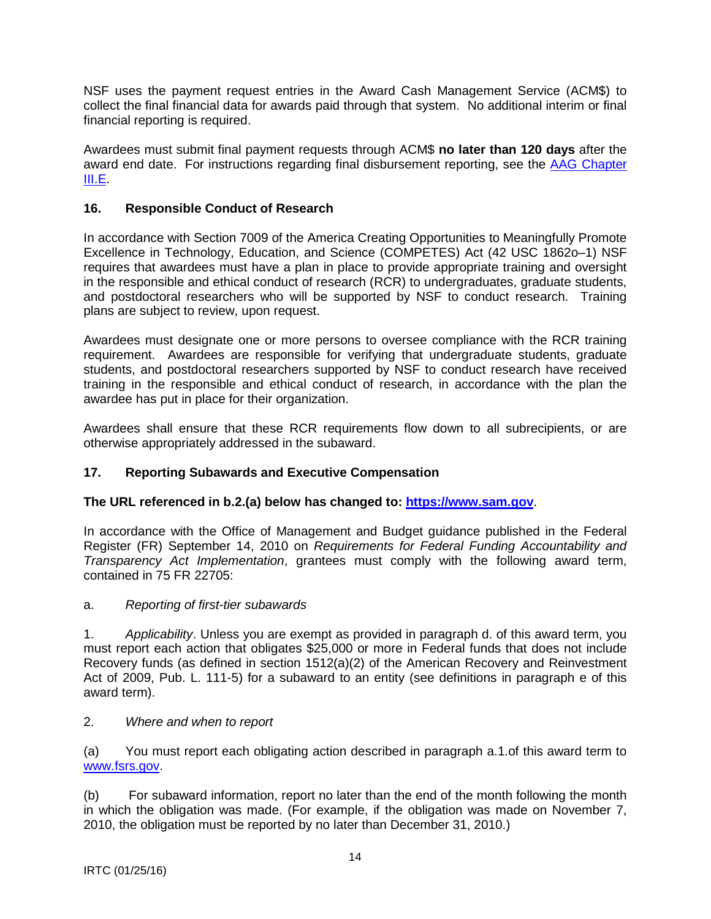NSF uses the payment request entries in the Award Cash Management Service (ACM$) to collect the final financial data for awards paid through that system. No additional interim or final financial reporting is required.

Awardees must submit final payment requests through ACM$ **no later than 120 days** after the award end date. For instructions regarding final disbursement reporting, see the [AAG Chapter III.E](#).

## 16. Responsible Conduct of Research

In accordance with Section 7009 of the America Creating Opportunities to Meaningfully Promote Excellence in Technology, Education, and Science (COMPETES) Act (42 USC 1862o–1) NSF requires that awardees must have a plan in place to provide appropriate training and oversight in the responsible and ethical conduct of research (RCR) to undergraduates, graduate students, and postdoctoral researchers who will be supported by NSF to conduct research. Training plans are subject to review, upon request.

Awardees must designate one or more persons to oversee compliance with the RCR training requirement. Awardees are responsible for verifying that undergraduate students, graduate students, and postdoctoral researchers supported by NSF to conduct research have received training in the responsible and ethical conduct of research, in accordance with the plan the awardee has put in place for their organization.

Awardees shall ensure that these RCR requirements flow down to all subrecipients, or are otherwise appropriately addressed in the subaward.

## 17. Reporting Subawards and Executive Compensation

**The URL referenced in b.2.(a) below has changed to: [https://www.sam.gov](https://www.sam.gov)**.

In accordance with the Office of Management and Budget guidance published in the Federal Register (FR) September 14, 2010 on *Requirements for Federal Funding Accountability and Transparency Act Implementation*, grantees must comply with the following award term, contained in 75 FR 22705:

a. *Reporting of first-tier subawards*

1. *Applicability*. Unless you are exempt as provided in paragraph d. of this award term, you must report each action that obligates $25,000 or more in Federal funds that does not include Recovery funds (as defined in section 1512(a)(2) of the American Recovery and Reinvestment Act of 2009, Pub. L. 111-5) for a subaward to an entity (see definitions in paragraph e of this award term).

2. *Where and when to report*

(a) You must report each obligating action described in paragraph a.1.of this award term to [www.fsrs.gov](http://www.fsrs.gov).

(b) For subaward information, report no later than the end of the month following the month in which the obligation was made. (For example, if the obligation was made on November 7, 2010, the obligation must be reported by no later than December 31, 2010.)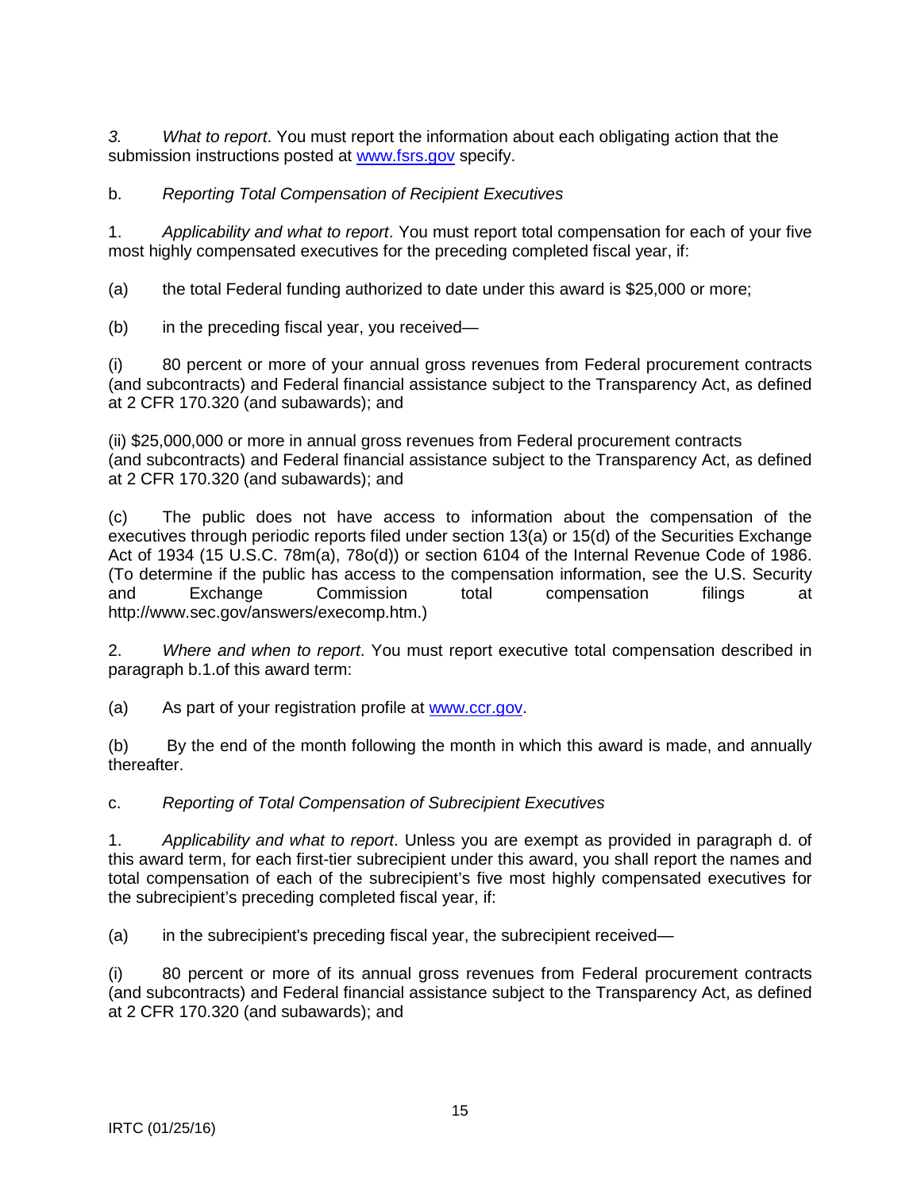*3. What to report*. You must report the information about each obligating action that the submission instructions posted at www.fsrs.gov specify.

b. *Reporting Total Compensation of Recipient Executives*

1. *Applicability and what to report*. You must report total compensation for each of your five most highly compensated executives for the preceding completed fiscal year, if:

(a) the total Federal funding authorized to date under this award is $25,000 or more;

(b) in the preceding fiscal year, you received—

(i) 80 percent or more of your annual gross revenues from Federal procurement contracts (and subcontracts) and Federal financial assistance subject to the Transparency Act, as defined at 2 CFR 170.320 (and subawards); and

(ii) $25,000,000 or more in annual gross revenues from Federal procurement contracts (and subcontracts) and Federal financial assistance subject to the Transparency Act, as defined at 2 CFR 170.320 (and subawards); and

(c) The public does not have access to information about the compensation of the executives through periodic reports filed under section 13(a) or 15(d) of the Securities Exchange Act of 1934 (15 U.S.C. 78m(a), 78o(d)) or section 6104 of the Internal Revenue Code of 1986. (To determine if the public has access to the compensation information, see the U.S. Security and Exchange Commission total compensation filings at http://www.sec.gov/answers/execomp.htm.)

2. *Where and when to report*. You must report executive total compensation described in paragraph b.1.of this award term:

(a) As part of your registration profile at www.ccr.gov.

(b) By the end of the month following the month in which this award is made, and annually thereafter.

c. *Reporting of Total Compensation of Subrecipient Executives*

1. *Applicability and what to report*. Unless you are exempt as provided in paragraph d. of this award term, for each first-tier subrecipient under this award, you shall report the names and total compensation of each of the subrecipient's five most highly compensated executives for the subrecipient's preceding completed fiscal year, if:

(a) in the subrecipient's preceding fiscal year, the subrecipient received—

(i) 80 percent or more of its annual gross revenues from Federal procurement contracts (and subcontracts) and Federal financial assistance subject to the Transparency Act, as defined at 2 CFR 170.320 (and subawards); and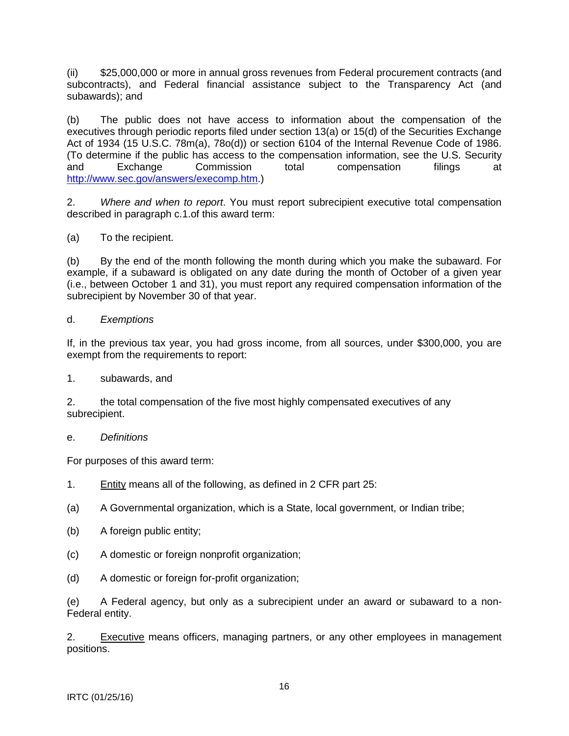(ii) $25,000,000 or more in annual gross revenues from Federal procurement contracts (and subcontracts), and Federal financial assistance subject to the Transparency Act (and subawards); and

(b) The public does not have access to information about the compensation of the executives through periodic reports filed under section 13(a) or 15(d) of the Securities Exchange Act of 1934 (15 U.S.C. 78m(a), 78o(d)) or section 6104 of the Internal Revenue Code of 1986. (To determine if the public has access to the compensation information, see the U.S. Security and Exchange Commission total compensation filings at http://www.sec.gov/answers/execomp.htm.)

2. *Where and when to report*. You must report subrecipient executive total compensation described in paragraph c.1.of this award term:

(a) To the recipient.

(b) By the end of the month following the month during which you make the subaward. For example, if a subaward is obligated on any date during the month of October of a given year (i.e., between October 1 and 31), you must report any required compensation information of the subrecipient by November 30 of that year.

d. *Exemptions*

If, in the previous tax year, you had gross income, from all sources, under $300,000, you are exempt from the requirements to report:

1. subawards, and

2. the total compensation of the five most highly compensated executives of any subrecipient.

e. *Definitions*

For purposes of this award term:

1. Entity means all of the following, as defined in 2 CFR part 25:

(a) A Governmental organization, which is a State, local government, or Indian tribe;

(b) A foreign public entity;

(c) A domestic or foreign nonprofit organization;

(d) A domestic or foreign for-profit organization;

(e) A Federal agency, but only as a subrecipient under an award or subaward to a non-Federal entity.

2. Executive means officers, managing partners, or any other employees in management positions.

IRTC (01/25/16)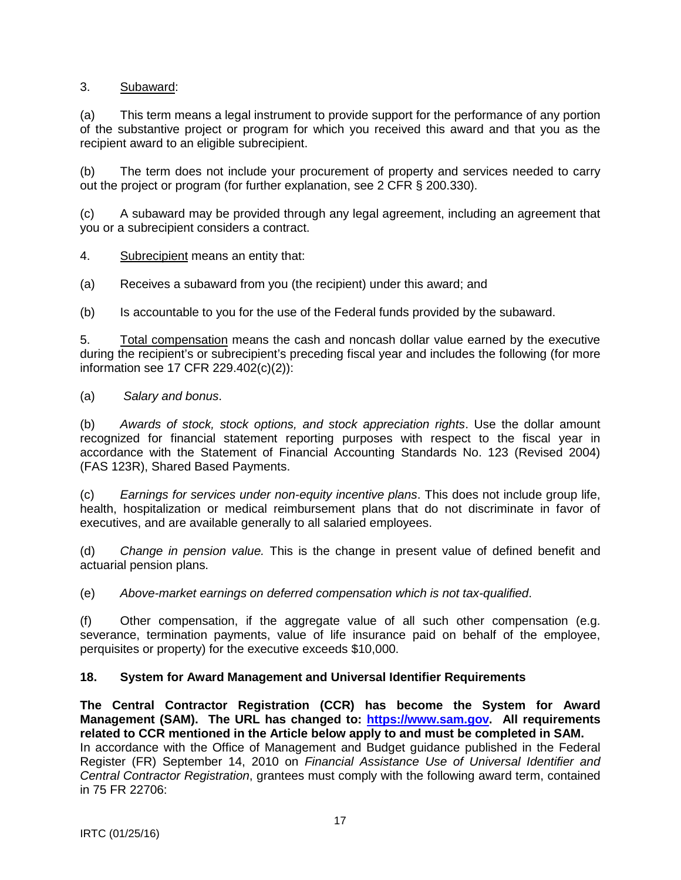3. Subaward:

(a) This term means a legal instrument to provide support for the performance of any portion of the substantive project or program for which you received this award and that you as the recipient award to an eligible subrecipient.

(b) The term does not include your procurement of property and services needed to carry out the project or program (for further explanation, see 2 CFR § 200.330).

(c) A subaward may be provided through any legal agreement, including an agreement that you or a subrecipient considers a contract.

4. Subrecipient means an entity that:

(a) Receives a subaward from you (the recipient) under this award; and

(b) Is accountable to you for the use of the Federal funds provided by the subaward.

5. Total compensation means the cash and noncash dollar value earned by the executive during the recipient's or subrecipient's preceding fiscal year and includes the following (for more information see 17 CFR 229.402(c)(2)):

(a) *Salary and bonus*.

(b) *Awards of stock, stock options, and stock appreciation rights*. Use the dollar amount recognized for financial statement reporting purposes with respect to the fiscal year in accordance with the Statement of Financial Accounting Standards No. 123 (Revised 2004) (FAS 123R), Shared Based Payments.

(c) *Earnings for services under non-equity incentive plans*. This does not include group life, health, hospitalization or medical reimbursement plans that do not discriminate in favor of executives, and are available generally to all salaried employees.

(d) *Change in pension value.* This is the change in present value of defined benefit and actuarial pension plans.

(e) *Above-market earnings on deferred compensation which is not tax-qualified*.

(f) Other compensation, if the aggregate value of all such other compensation (e.g. severance, termination payments, value of life insurance paid on behalf of the employee, perquisites or property) for the executive exceeds $10,000.

## 18. System for Award Management and Universal Identifier Requirements

**The Central Contractor Registration (CCR) has become the System for Award Management (SAM). The URL has changed to: [https://www.sam.gov](https://www.sam.gov). All requirements related to CCR mentioned in the Article below apply to and must be completed in SAM.**
In accordance with the Office of Management and Budget guidance published in the Federal Register (FR) September 14, 2010 on *Financial Assistance Use of Universal Identifier and Central Contractor Registration*, grantees must comply with the following award term, contained in 75 FR 22706: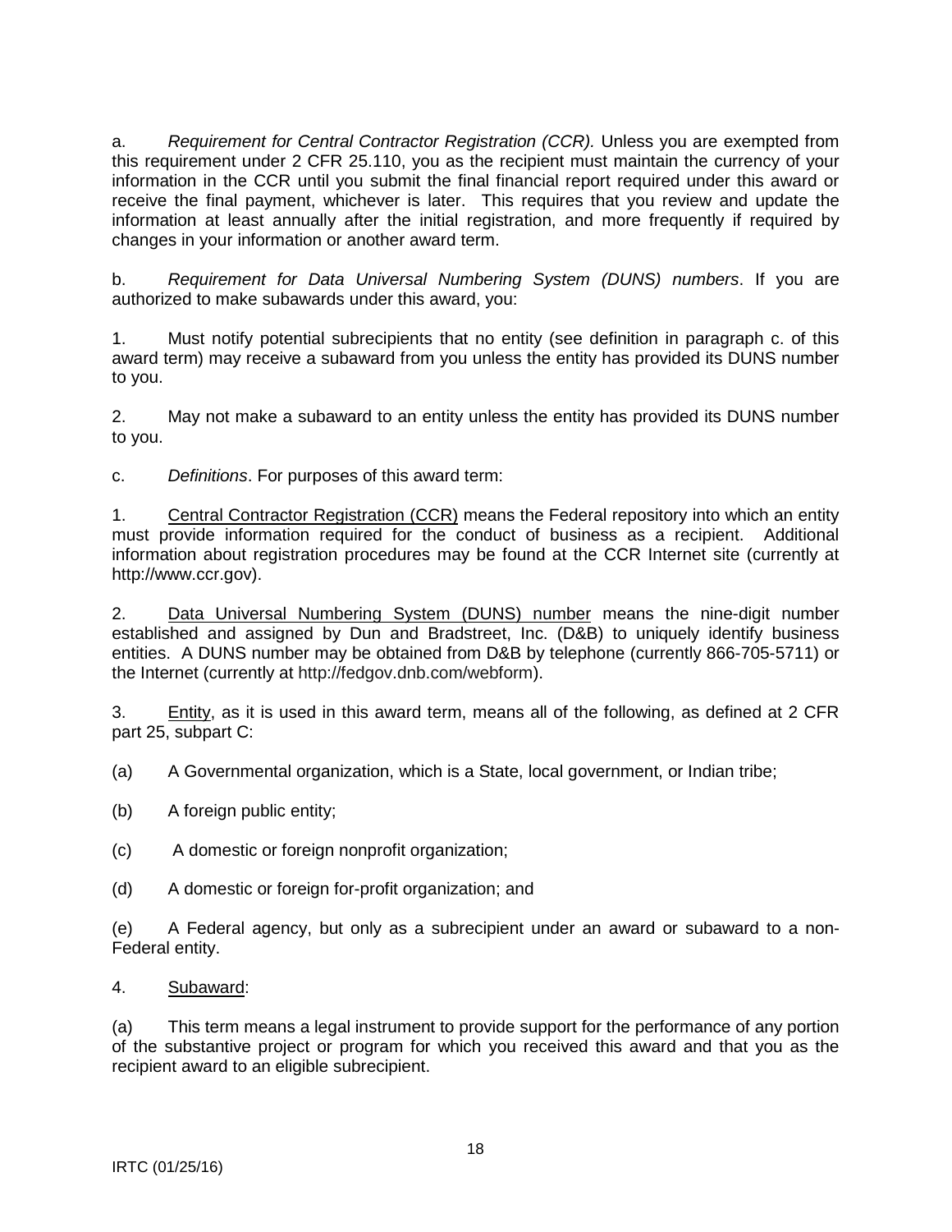a. *Requirement for Central Contractor Registration (CCR).* Unless you are exempted from this requirement under 2 CFR 25.110, you as the recipient must maintain the currency of your information in the CCR until you submit the final financial report required under this award or receive the final payment, whichever is later. This requires that you review and update the information at least annually after the initial registration, and more frequently if required by changes in your information or another award term.

b. *Requirement for Data Universal Numbering System (DUNS) numbers*. If you are authorized to make subawards under this award, you:

1. Must notify potential subrecipients that no entity (see definition in paragraph c. of this award term) may receive a subaward from you unless the entity has provided its DUNS number to you.

2. May not make a subaward to an entity unless the entity has provided its DUNS number to you.

c. *Definitions*. For purposes of this award term:

1. Central Contractor Registration (CCR) means the Federal repository into which an entity must provide information required for the conduct of business as a recipient. Additional information about registration procedures may be found at the CCR Internet site (currently at http://www.ccr.gov).

2. Data Universal Numbering System (DUNS) number means the nine-digit number established and assigned by Dun and Bradstreet, Inc. (D&B) to uniquely identify business entities. A DUNS number may be obtained from D&B by telephone (currently 866-705-5711) or the Internet (currently at http://fedgov.dnb.com/webform).

3. Entity, as it is used in this award term, means all of the following, as defined at 2 CFR part 25, subpart C:

(a) A Governmental organization, which is a State, local government, or Indian tribe;

(b) A foreign public entity;

(c) A domestic or foreign nonprofit organization;

(d) A domestic or foreign for-profit organization; and

(e) A Federal agency, but only as a subrecipient under an award or subaward to a non-Federal entity.

4. Subaward:

(a) This term means a legal instrument to provide support for the performance of any portion of the substantive project or program for which you received this award and that you as the recipient award to an eligible subrecipient.

IRTC (01/25/16)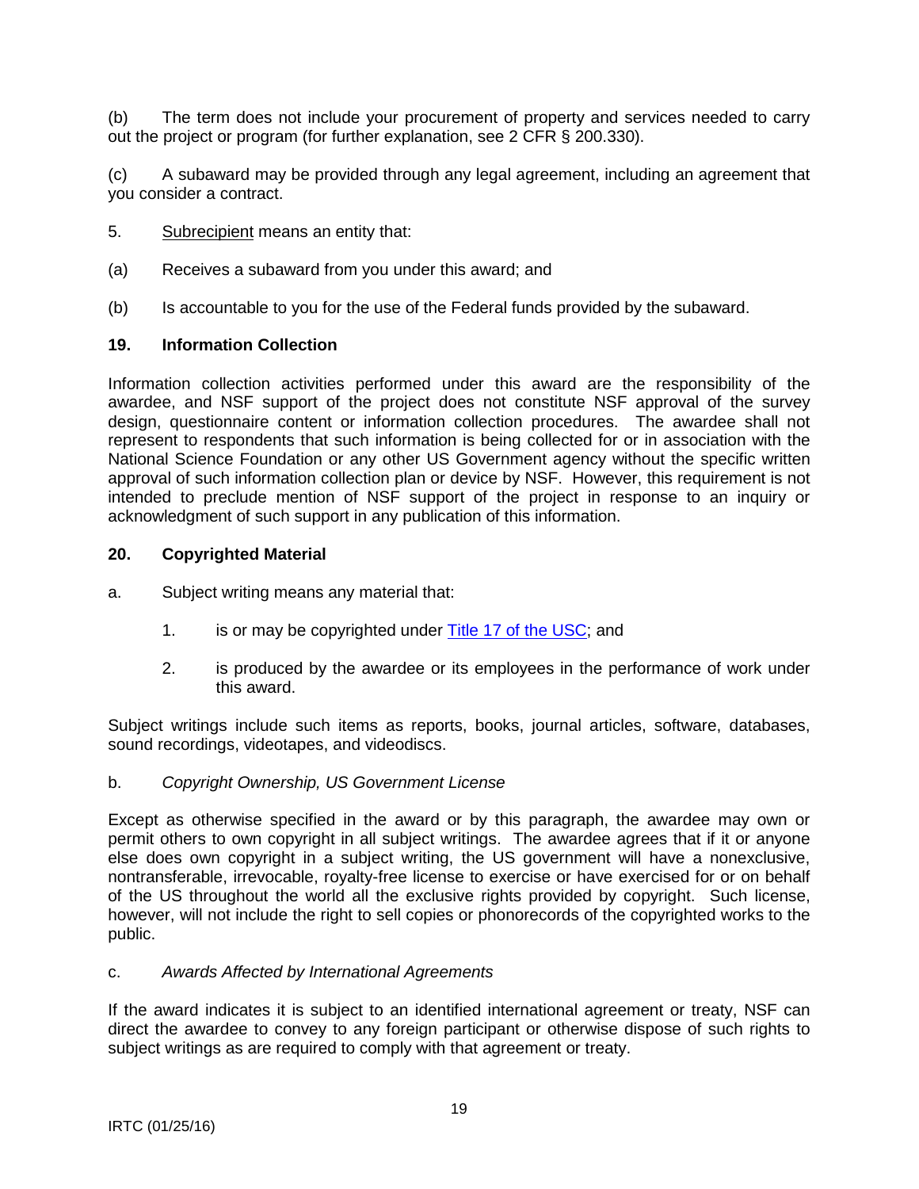(b) The term does not include your procurement of property and services needed to carry out the project or program (for further explanation, see 2 CFR § 200.330).

(c) A subaward may be provided through any legal agreement, including an agreement that you consider a contract.

5. Subrecipient means an entity that:

(a) Receives a subaward from you under this award; and

(b) Is accountable to you for the use of the Federal funds provided by the subaward.

## 19. Information Collection

Information collection activities performed under this award are the responsibility of the awardee, and NSF support of the project does not constitute NSF approval of the survey design, questionnaire content or information collection procedures. The awardee shall not represent to respondents that such information is being collected for or in association with the National Science Foundation or any other US Government agency without the specific written approval of such information collection plan or device by NSF. However, this requirement is not intended to preclude mention of NSF support of the project in response to an inquiry or acknowledgment of such support in any publication of this information.

## 20. Copyrighted Material

a. Subject writing means any material that:

1. is or may be copyrighted under Title 17 of the USC; and
2. is produced by the awardee or its employees in the performance of work under this award.

Subject writings include such items as reports, books, journal articles, software, databases, sound recordings, videotapes, and videodiscs.

b. *Copyright Ownership, US Government License*

Except as otherwise specified in the award or by this paragraph, the awardee may own or permit others to own copyright in all subject writings. The awardee agrees that if it or anyone else does own copyright in a subject writing, the US government will have a nonexclusive, nontransferable, irrevocable, royalty-free license to exercise or have exercised for or on behalf of the US throughout the world all the exclusive rights provided by copyright. Such license, however, will not include the right to sell copies or phonorecords of the copyrighted works to the public.

c. *Awards Affected by International Agreements*

If the award indicates it is subject to an identified international agreement or treaty, NSF can direct the awardee to convey to any foreign participant or otherwise dispose of such rights to subject writings as are required to comply with that agreement or treaty.

IRTC (01/25/16)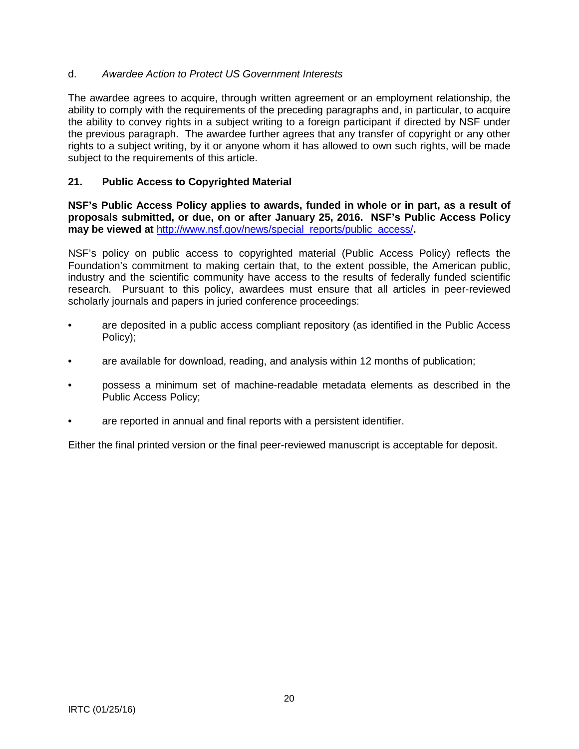d. *Awardee Action to Protect US Government Interests*

The awardee agrees to acquire, through written agreement or an employment relationship, the ability to comply with the requirements of the preceding paragraphs and, in particular, to acquire the ability to convey rights in a subject writing to a foreign participant if directed by NSF under the previous paragraph. The awardee further agrees that any transfer of copyright or any other rights to a subject writing, by it or anyone whom it has allowed to own such rights, will be made subject to the requirements of this article.

## 21. Public Access to Copyrighted Material

**NSF's Public Access Policy applies to awards, funded in whole or in part, as a result of proposals submitted, or due, on or after January 25, 2016. NSF's Public Access Policy may be viewed at** [http://www.nsf.gov/news/special_reports/public_access/](http://www.nsf.gov/news/special_reports/public_access/)**.**

NSF's policy on public access to copyrighted material (Public Access Policy) reflects the Foundation's commitment to making certain that, to the extent possible, the American public, industry and the scientific community have access to the results of federally funded scientific research. Pursuant to this policy, awardees must ensure that all articles in peer-reviewed scholarly journals and papers in juried conference proceedings:

- are deposited in a public access compliant repository (as identified in the Public Access Policy);
- are available for download, reading, and analysis within 12 months of publication;
- possess a minimum set of machine-readable metadata elements as described in the Public Access Policy;
- are reported in annual and final reports with a persistent identifier.

Either the final printed version or the final peer-reviewed manuscript is acceptable for deposit.

IRTC (01/25/16)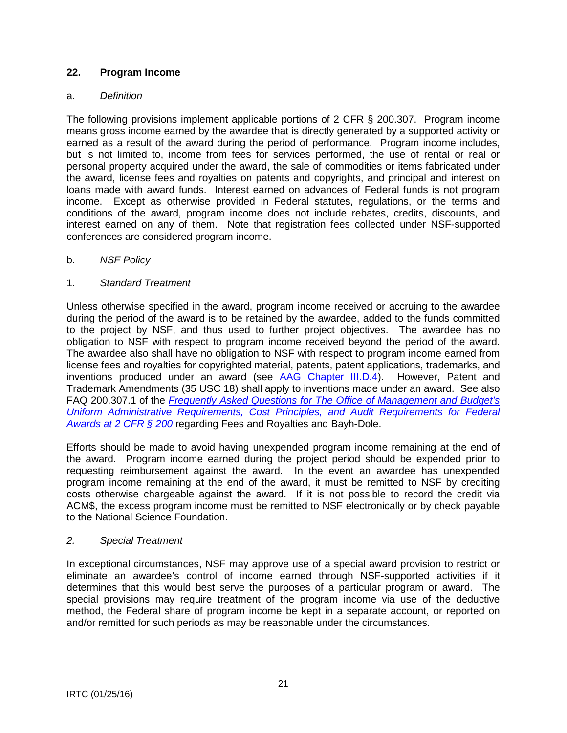## 22. Program Income

### a. *Definition*

The following provisions implement applicable portions of 2 CFR § 200.307. Program income means gross income earned by the awardee that is directly generated by a supported activity or earned as a result of the award during the period of performance. Program income includes, but is not limited to, income from fees for services performed, the use of rental or real or personal property acquired under the award, the sale of commodities or items fabricated under the award, license fees and royalties on patents and copyrights, and principal and interest on loans made with award funds. Interest earned on advances of Federal funds is not program income. Except as otherwise provided in Federal statutes, regulations, or the terms and conditions of the award, program income does not include rebates, credits, discounts, and interest earned on any of them. Note that registration fees collected under NSF-supported conferences are considered program income.

### b. *NSF Policy*

#### 1. *Standard Treatment*

Unless otherwise specified in the award, program income received or accruing to the awardee during the period of the award is to be retained by the awardee, added to the funds committed to the project by NSF, and thus used to further project objectives. The awardee has no obligation to NSF with respect to program income received beyond the period of the award. The awardee also shall have no obligation to NSF with respect to program income earned from license fees and royalties for copyrighted material, patents, patent applications, trademarks, and inventions produced under an award (see [AAG Chapter III.D.4](#)). However, Patent and Trademark Amendments (35 USC 18) shall apply to inventions made under an award. See also FAQ 200.307.1 of the [*Frequently Asked Questions for The Office of Management and Budget's Uniform Administrative Requirements, Cost Principles, and Audit Requirements for Federal Awards at 2 CFR § 200*](#) regarding Fees and Royalties and Bayh-Dole.

Efforts should be made to avoid having unexpended program income remaining at the end of the award. Program income earned during the project period should be expended prior to requesting reimbursement against the award. In the event an awardee has unexpended program income remaining at the end of the award, it must be remitted to NSF by crediting costs otherwise chargeable against the award. If it is not possible to record the credit via ACM$, the excess program income must be remitted to NSF electronically or by check payable to the National Science Foundation.

#### *2. Special Treatment*

In exceptional circumstances, NSF may approve use of a special award provision to restrict or eliminate an awardee's control of income earned through NSF-supported activities if it determines that this would best serve the purposes of a particular program or award. The special provisions may require treatment of the program income via use of the deductive method, the Federal share of program income be kept in a separate account, or reported on and/or remitted for such periods as may be reasonable under the circumstances.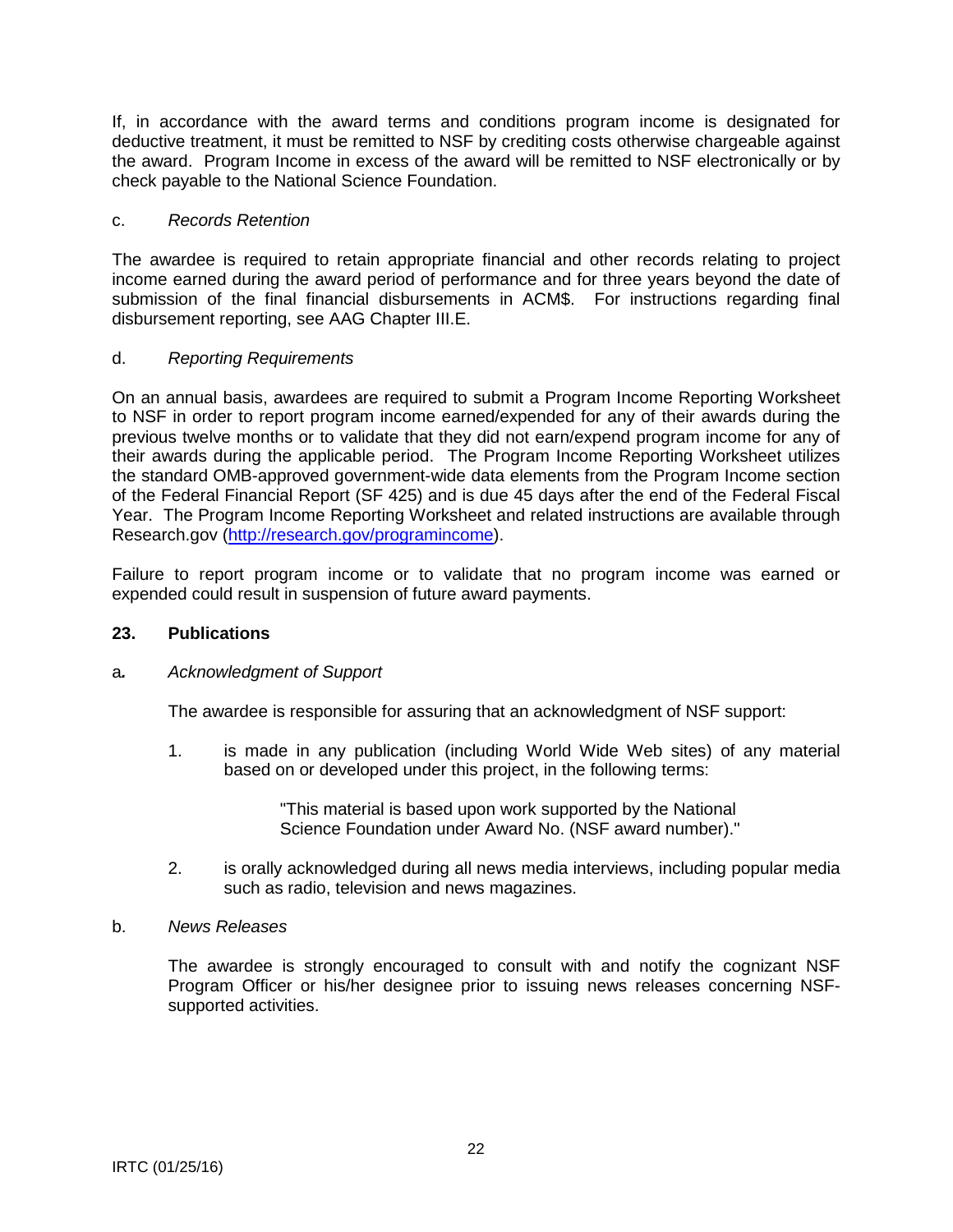If, in accordance with the award terms and conditions program income is designated for deductive treatment, it must be remitted to NSF by crediting costs otherwise chargeable against the award. Program Income in excess of the award will be remitted to NSF electronically or by check payable to the National Science Foundation.

c. *Records Retention*

The awardee is required to retain appropriate financial and other records relating to project income earned during the award period of performance and for three years beyond the date of submission of the final financial disbursements in ACM$. For instructions regarding final disbursement reporting, see AAG Chapter III.E.

d. *Reporting Requirements*

On an annual basis, awardees are required to submit a Program Income Reporting Worksheet to NSF in order to report program income earned/expended for any of their awards during the previous twelve months or to validate that they did not earn/expend program income for any of their awards during the applicable period. The Program Income Reporting Worksheet utilizes the standard OMB-approved government-wide data elements from the Program Income section of the Federal Financial Report (SF 425) and is due 45 days after the end of the Federal Fiscal Year. The Program Income Reporting Worksheet and related instructions are available through Research.gov ([http://research.gov/programincome](http://research.gov/programincome)).

Failure to report program income or to validate that no program income was earned or expended could result in suspension of future award payments.

## 23. Publications

a*.* *Acknowledgment of Support*

The awardee is responsible for assuring that an acknowledgment of NSF support:

1. is made in any publication (including World Wide Web sites) of any material based on or developed under this project, in the following terms:

   "This material is based upon work supported by the National Science Foundation under Award No. (NSF award number)."

2. is orally acknowledged during all news media interviews, including popular media such as radio, television and news magazines.

b. *News Releases*

The awardee is strongly encouraged to consult with and notify the cognizant NSF Program Officer or his/her designee prior to issuing news releases concerning NSF-supported activities.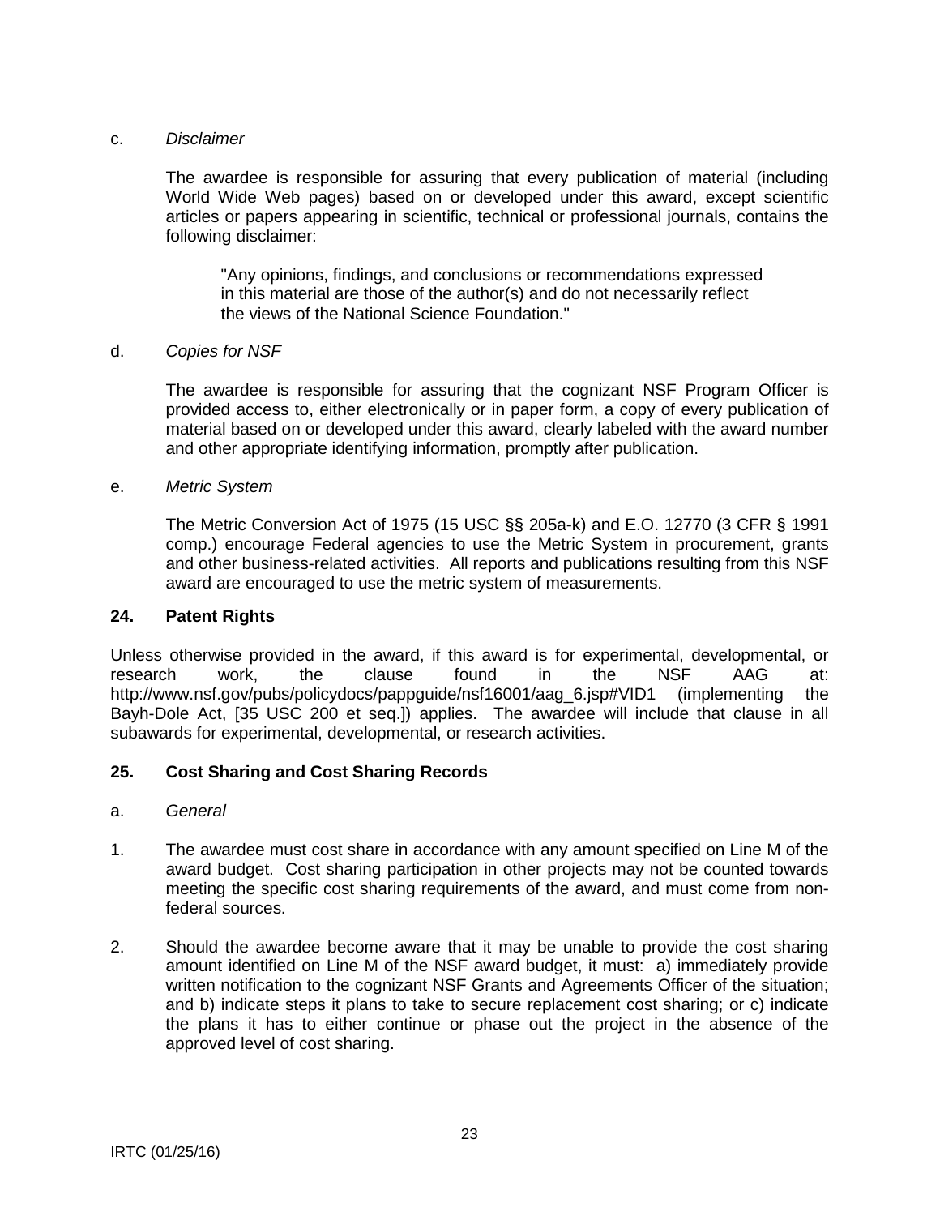c. *Disclaimer*

The awardee is responsible for assuring that every publication of material (including World Wide Web pages) based on or developed under this award, except scientific articles or papers appearing in scientific, technical or professional journals, contains the following disclaimer:

> "Any opinions, findings, and conclusions or recommendations expressed in this material are those of the author(s) and do not necessarily reflect the views of the National Science Foundation."

d. *Copies for NSF*

The awardee is responsible for assuring that the cognizant NSF Program Officer is provided access to, either electronically or in paper form, a copy of every publication of material based on or developed under this award, clearly labeled with the award number and other appropriate identifying information, promptly after publication.

e. *Metric System*

The Metric Conversion Act of 1975 (15 USC §§ 205a-k) and E.O. 12770 (3 CFR § 1991 comp.) encourage Federal agencies to use the Metric System in procurement, grants and other business-related activities. All reports and publications resulting from this NSF award are encouraged to use the metric system of measurements.

## 24. Patent Rights

Unless otherwise provided in the award, if this award is for experimental, developmental, or research work, the clause found in the NSF AAG at: http://www.nsf.gov/pubs/policydocs/pappguide/nsf16001/aag_6.jsp#VID1 (implementing the Bayh-Dole Act, [35 USC 200 et seq.]) applies. The awardee will include that clause in all subawards for experimental, developmental, or research activities.

## 25. Cost Sharing and Cost Sharing Records

a. *General*

1. The awardee must cost share in accordance with any amount specified on Line M of the award budget. Cost sharing participation in other projects may not be counted towards meeting the specific cost sharing requirements of the award, and must come from non-federal sources.

2. Should the awardee become aware that it may be unable to provide the cost sharing amount identified on Line M of the NSF award budget, it must: a) immediately provide written notification to the cognizant NSF Grants and Agreements Officer of the situation; and b) indicate steps it plans to take to secure replacement cost sharing; or c) indicate the plans it has to either continue or phase out the project in the absence of the approved level of cost sharing.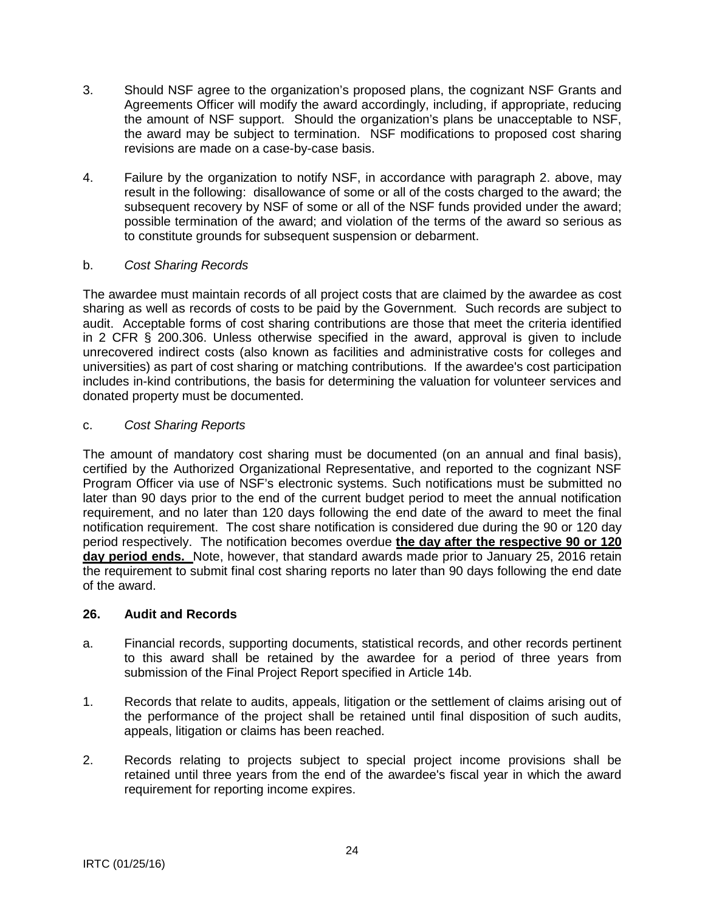3. Should NSF agree to the organization's proposed plans, the cognizant NSF Grants and Agreements Officer will modify the award accordingly, including, if appropriate, reducing the amount of NSF support. Should the organization's plans be unacceptable to NSF, the award may be subject to termination. NSF modifications to proposed cost sharing revisions are made on a case-by-case basis.

4. Failure by the organization to notify NSF, in accordance with paragraph 2. above, may result in the following: disallowance of some or all of the costs charged to the award; the subsequent recovery by NSF of some or all of the NSF funds provided under the award; possible termination of the award; and violation of the terms of the award so serious as to constitute grounds for subsequent suspension or debarment.

b. *Cost Sharing Records*

The awardee must maintain records of all project costs that are claimed by the awardee as cost sharing as well as records of costs to be paid by the Government. Such records are subject to audit. Acceptable forms of cost sharing contributions are those that meet the criteria identified in 2 CFR § 200.306. Unless otherwise specified in the award, approval is given to include unrecovered indirect costs (also known as facilities and administrative costs for colleges and universities) as part of cost sharing or matching contributions. If the awardee's cost participation includes in-kind contributions, the basis for determining the valuation for volunteer services and donated property must be documented.

c. *Cost Sharing Reports*

The amount of mandatory cost sharing must be documented (on an annual and final basis), certified by the Authorized Organizational Representative, and reported to the cognizant NSF Program Officer via use of NSF's electronic systems. Such notifications must be submitted no later than 90 days prior to the end of the current budget period to meet the annual notification requirement, and no later than 120 days following the end date of the award to meet the final notification requirement. The cost share notification is considered due during the 90 or 120 day period respectively. The notification becomes overdue **the day after the respective 90 or 120 day period ends.** Note, however, that standard awards made prior to January 25, 2016 retain the requirement to submit final cost sharing reports no later than 90 days following the end date of the award.

**26. Audit and Records**

a. Financial records, supporting documents, statistical records, and other records pertinent to this award shall be retained by the awardee for a period of three years from submission of the Final Project Report specified in Article 14b.

1. Records that relate to audits, appeals, litigation or the settlement of claims arising out of the performance of the project shall be retained until final disposition of such audits, appeals, litigation or claims has been reached.

2. Records relating to projects subject to special project income provisions shall be retained until three years from the end of the awardee's fiscal year in which the award requirement for reporting income expires.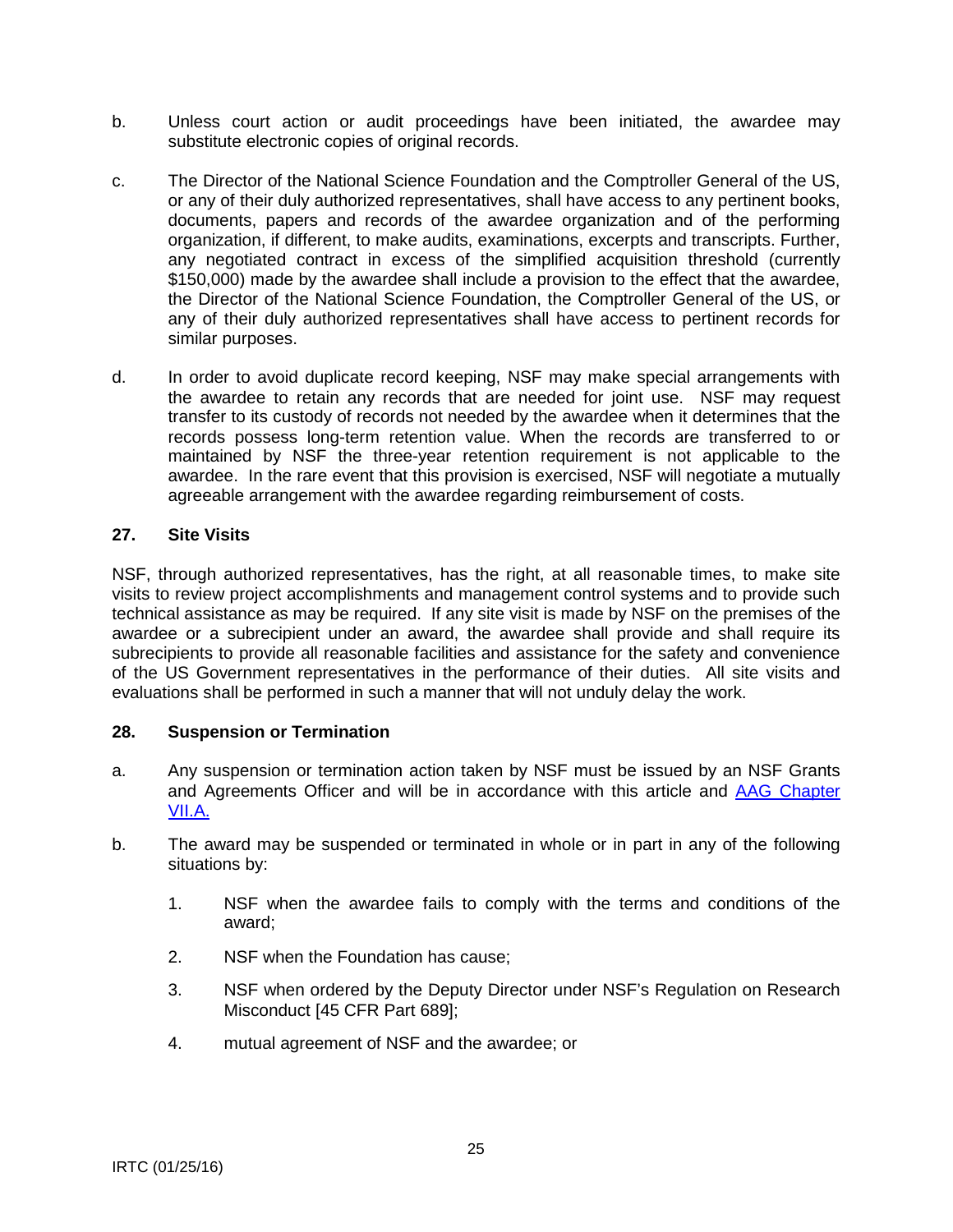b. Unless court action or audit proceedings have been initiated, the awardee may substitute electronic copies of original records.

c. The Director of the National Science Foundation and the Comptroller General of the US, or any of their duly authorized representatives, shall have access to any pertinent books, documents, papers and records of the awardee organization and of the performing organization, if different, to make audits, examinations, excerpts and transcripts. Further, any negotiated contract in excess of the simplified acquisition threshold (currently $150,000) made by the awardee shall include a provision to the effect that the awardee, the Director of the National Science Foundation, the Comptroller General of the US, or any of their duly authorized representatives shall have access to pertinent records for similar purposes.

d. In order to avoid duplicate record keeping, NSF may make special arrangements with the awardee to retain any records that are needed for joint use. NSF may request transfer to its custody of records not needed by the awardee when it determines that the records possess long-term retention value. When the records are transferred to or maintained by NSF the three-year retention requirement is not applicable to the awardee. In the rare event that this provision is exercised, NSF will negotiate a mutually agreeable arrangement with the awardee regarding reimbursement of costs.

## 27. Site Visits

NSF, through authorized representatives, has the right, at all reasonable times, to make site visits to review project accomplishments and management control systems and to provide such technical assistance as may be required. If any site visit is made by NSF on the premises of the awardee or a subrecipient under an award, the awardee shall provide and shall require its subrecipients to provide all reasonable facilities and assistance for the safety and convenience of the US Government representatives in the performance of their duties. All site visits and evaluations shall be performed in such a manner that will not unduly delay the work.

## 28. Suspension or Termination

a. Any suspension or termination action taken by NSF must be issued by an NSF Grants and Agreements Officer and will be in accordance with this article and AAG Chapter VII.A.

b. The award may be suspended or terminated in whole or in part in any of the following situations by:

   1. NSF when the awardee fails to comply with the terms and conditions of the award;

   2. NSF when the Foundation has cause;

   3. NSF when ordered by the Deputy Director under NSF's Regulation on Research Misconduct [45 CFR Part 689];

   4. mutual agreement of NSF and the awardee; or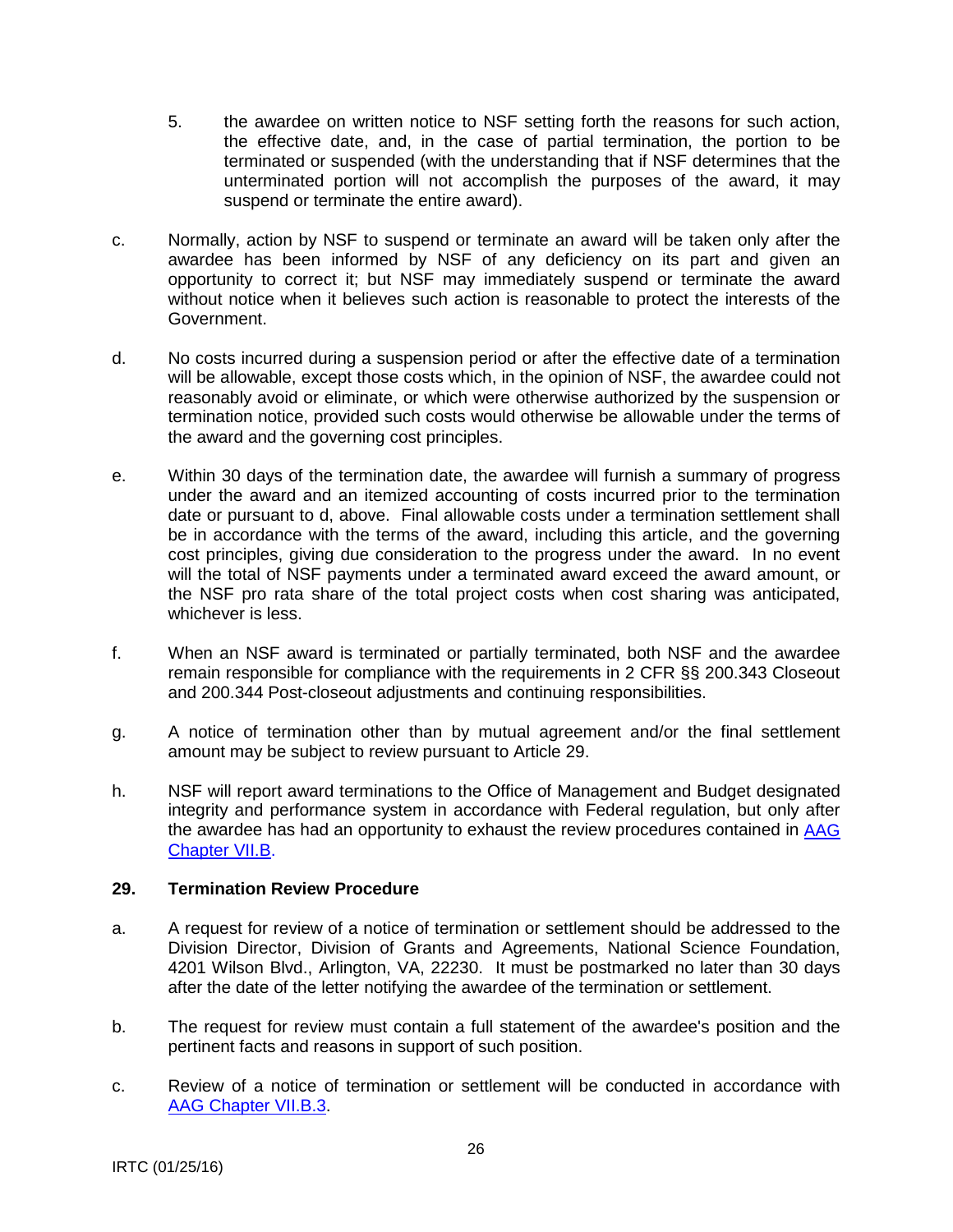5. the awardee on written notice to NSF setting forth the reasons for such action, the effective date, and, in the case of partial termination, the portion to be terminated or suspended (with the understanding that if NSF determines that the unterminated portion will not accomplish the purposes of the award, it may suspend or terminate the entire award).

c. Normally, action by NSF to suspend or terminate an award will be taken only after the awardee has been informed by NSF of any deficiency on its part and given an opportunity to correct it; but NSF may immediately suspend or terminate the award without notice when it believes such action is reasonable to protect the interests of the Government.

d. No costs incurred during a suspension period or after the effective date of a termination will be allowable, except those costs which, in the opinion of NSF, the awardee could not reasonably avoid or eliminate, or which were otherwise authorized by the suspension or termination notice, provided such costs would otherwise be allowable under the terms of the award and the governing cost principles.

e. Within 30 days of the termination date, the awardee will furnish a summary of progress under the award and an itemized accounting of costs incurred prior to the termination date or pursuant to d, above. Final allowable costs under a termination settlement shall be in accordance with the terms of the award, including this article, and the governing cost principles, giving due consideration to the progress under the award. In no event will the total of NSF payments under a terminated award exceed the award amount, or the NSF pro rata share of the total project costs when cost sharing was anticipated, whichever is less.

f. When an NSF award is terminated or partially terminated, both NSF and the awardee remain responsible for compliance with the requirements in 2 CFR §§ 200.343 Closeout and 200.344 Post-closeout adjustments and continuing responsibilities.

g. A notice of termination other than by mutual agreement and/or the final settlement amount may be subject to review pursuant to Article 29.

h. NSF will report award terminations to the Office of Management and Budget designated integrity and performance system in accordance with Federal regulation, but only after the awardee has had an opportunity to exhaust the review procedures contained in AAG Chapter VII.B.

### 29. Termination Review Procedure

a. A request for review of a notice of termination or settlement should be addressed to the Division Director, Division of Grants and Agreements, National Science Foundation, 4201 Wilson Blvd., Arlington, VA, 22230. It must be postmarked no later than 30 days after the date of the letter notifying the awardee of the termination or settlement.

b. The request for review must contain a full statement of the awardee's position and the pertinent facts and reasons in support of such position.

c. Review of a notice of termination or settlement will be conducted in accordance with AAG Chapter VII.B.3.

IRTC (01/25/16)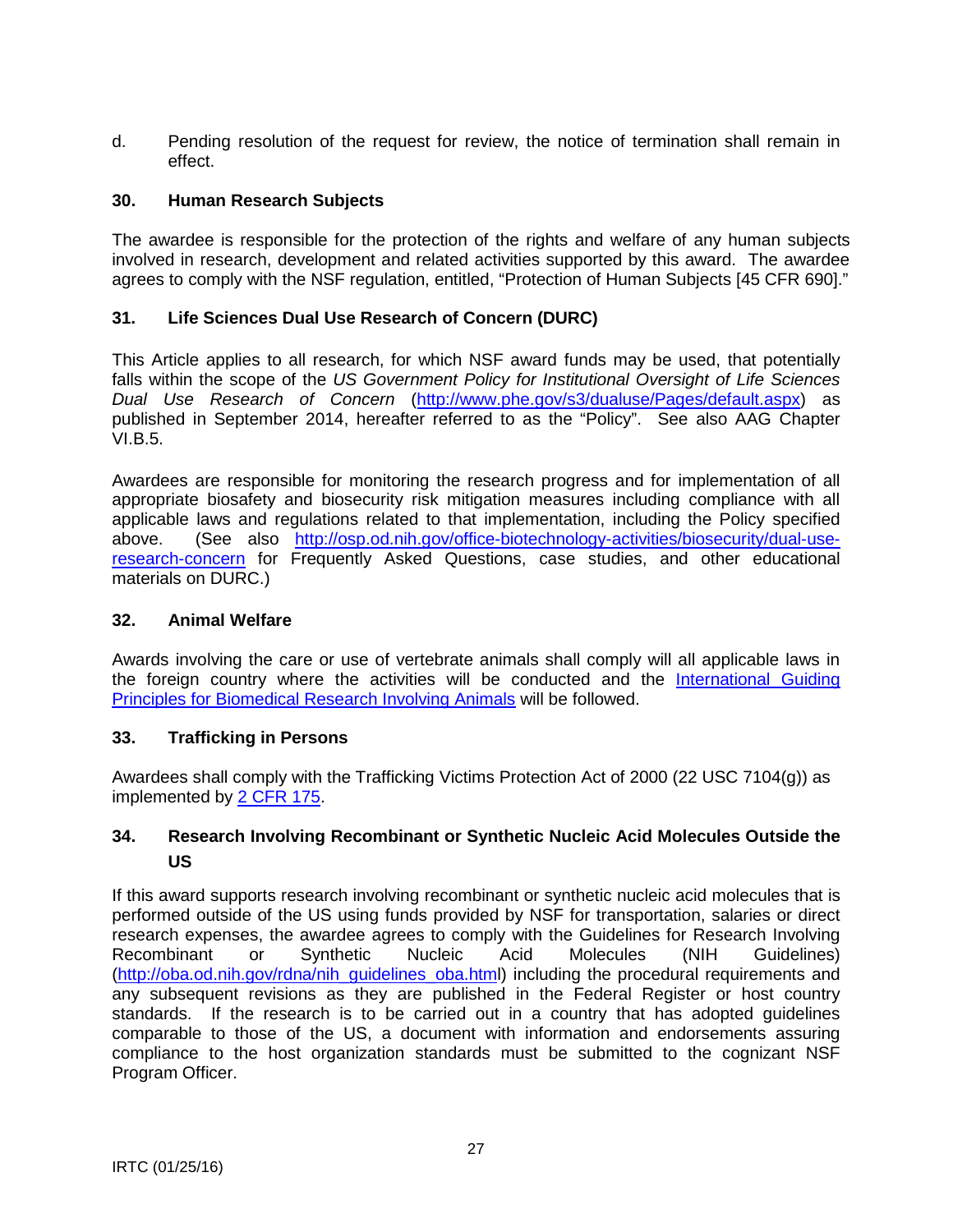d. Pending resolution of the request for review, the notice of termination shall remain in effect.

## 30. Human Research Subjects

The awardee is responsible for the protection of the rights and welfare of any human subjects involved in research, development and related activities supported by this award. The awardee agrees to comply with the NSF regulation, entitled, "Protection of Human Subjects [45 CFR 690]."

## 31. Life Sciences Dual Use Research of Concern (DURC)

This Article applies to all research, for which NSF award funds may be used, that potentially falls within the scope of the *US Government Policy for Institutional Oversight of Life Sciences Dual Use Research of Concern* ([http://www.phe.gov/s3/dualuse/Pages/default.aspx](http://www.phe.gov/s3/dualuse/Pages/default.aspx)) as published in September 2014, hereafter referred to as the "Policy". See also AAG Chapter VI.B.5.

Awardees are responsible for monitoring the research progress and for implementation of all appropriate biosafety and biosecurity risk mitigation measures including compliance with all applicable laws and regulations related to that implementation, including the Policy specified above. (See also [http://osp.od.nih.gov/office-biotechnology-activities/biosecurity/dual-use-research-concern](http://osp.od.nih.gov/office-biotechnology-activities/biosecurity/dual-use-research-concern) for Frequently Asked Questions, case studies, and other educational materials on DURC.)

## 32. Animal Welfare

Awards involving the care or use of vertebrate animals shall comply will all applicable laws in the foreign country where the activities will be conducted and the International Guiding Principles for Biomedical Research Involving Animals will be followed.

## 33. Trafficking in Persons

Awardees shall comply with the Trafficking Victims Protection Act of 2000 (22 USC 7104(g)) as implemented by 2 CFR 175.

## 34. Research Involving Recombinant or Synthetic Nucleic Acid Molecules Outside the US

If this award supports research involving recombinant or synthetic nucleic acid molecules that is performed outside of the US using funds provided by NSF for transportation, salaries or direct research expenses, the awardee agrees to comply with the Guidelines for Research Involving Recombinant or Synthetic Nucleic Acid Molecules (NIH Guidelines) ([http://oba.od.nih.gov/rdna/nih_guidelines_oba.html](http://oba.od.nih.gov/rdna/nih_guidelines_oba.html)) including the procedural requirements and any subsequent revisions as they are published in the Federal Register or host country standards. If the research is to be carried out in a country that has adopted guidelines comparable to those of the US, a document with information and endorsements assuring compliance to the host organization standards must be submitted to the cognizant NSF Program Officer.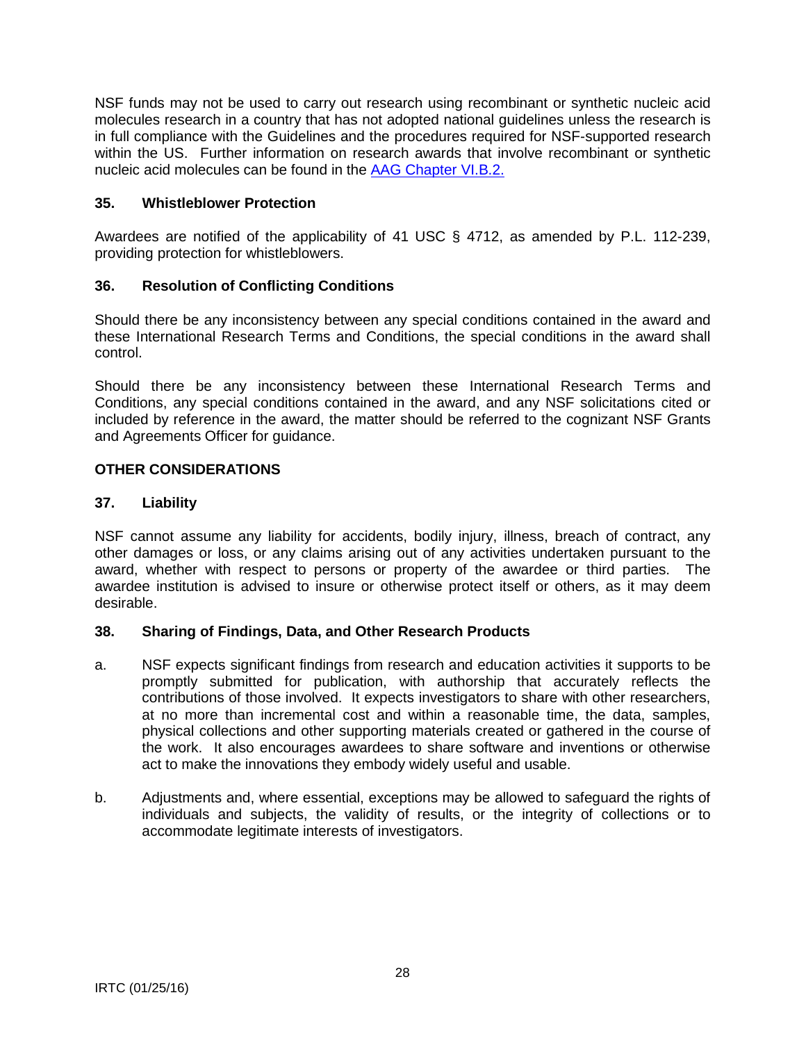NSF funds may not be used to carry out research using recombinant or synthetic nucleic acid molecules research in a country that has not adopted national guidelines unless the research is in full compliance with the Guidelines and the procedures required for NSF-supported research within the US. Further information on research awards that involve recombinant or synthetic nucleic acid molecules can be found in the [AAG Chapter VI.B.2.]

### 35. Whistleblower Protection

Awardees are notified of the applicability of 41 USC § 4712, as amended by P.L. 112-239, providing protection for whistleblowers.

### 36. Resolution of Conflicting Conditions

Should there be any inconsistency between any special conditions contained in the award and these International Research Terms and Conditions, the special conditions in the award shall control.

Should there be any inconsistency between these International Research Terms and Conditions, any special conditions contained in the award, and any NSF solicitations cited or included by reference in the award, the matter should be referred to the cognizant NSF Grants and Agreements Officer for guidance.

## OTHER CONSIDERATIONS

### 37. Liability

NSF cannot assume any liability for accidents, bodily injury, illness, breach of contract, any other damages or loss, or any claims arising out of any activities undertaken pursuant to the award, whether with respect to persons or property of the awardee or third parties. The awardee institution is advised to insure or otherwise protect itself or others, as it may deem desirable.

### 38. Sharing of Findings, Data, and Other Research Products

a. NSF expects significant findings from research and education activities it supports to be promptly submitted for publication, with authorship that accurately reflects the contributions of those involved. It expects investigators to share with other researchers, at no more than incremental cost and within a reasonable time, the data, samples, physical collections and other supporting materials created or gathered in the course of the work. It also encourages awardees to share software and inventions or otherwise act to make the innovations they embody widely useful and usable.

b. Adjustments and, where essential, exceptions may be allowed to safeguard the rights of individuals and subjects, the validity of results, or the integrity of collections or to accommodate legitimate interests of investigators.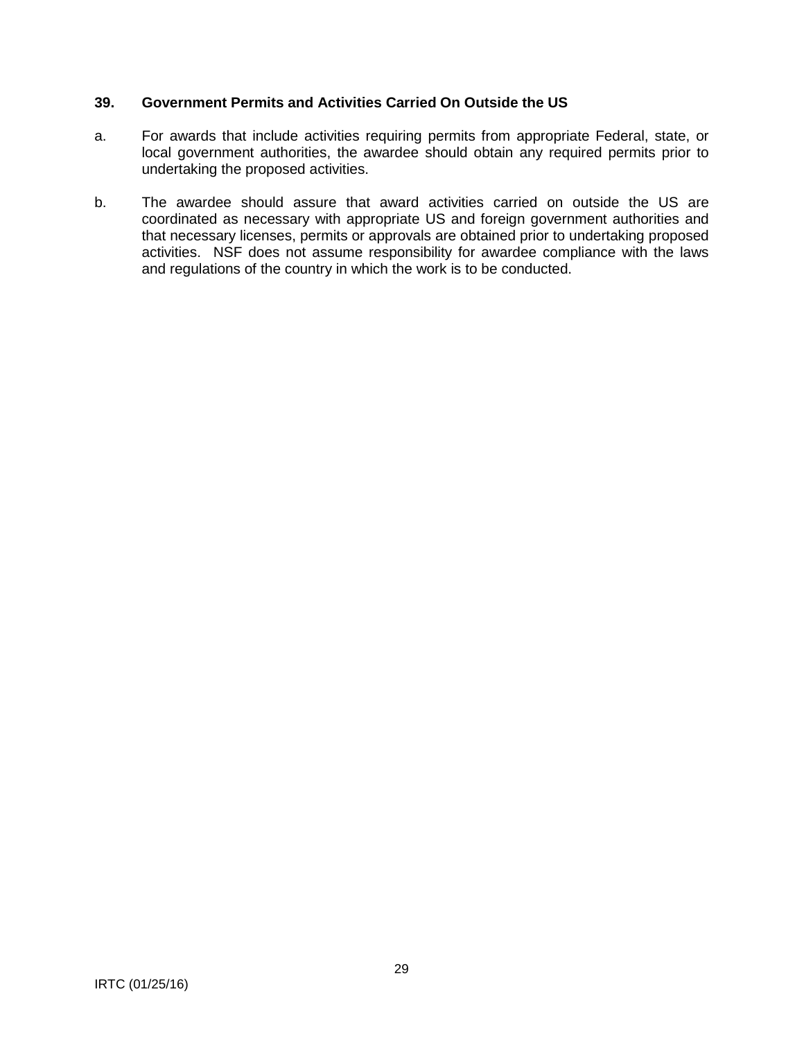### 39. Government Permits and Activities Carried On Outside the US

a. For awards that include activities requiring permits from appropriate Federal, state, or local government authorities, the awardee should obtain any required permits prior to undertaking the proposed activities.

b. The awardee should assure that award activities carried on outside the US are coordinated as necessary with appropriate US and foreign government authorities and that necessary licenses, permits or approvals are obtained prior to undertaking proposed activities. NSF does not assume responsibility for awardee compliance with the laws and regulations of the country in which the work is to be conducted.